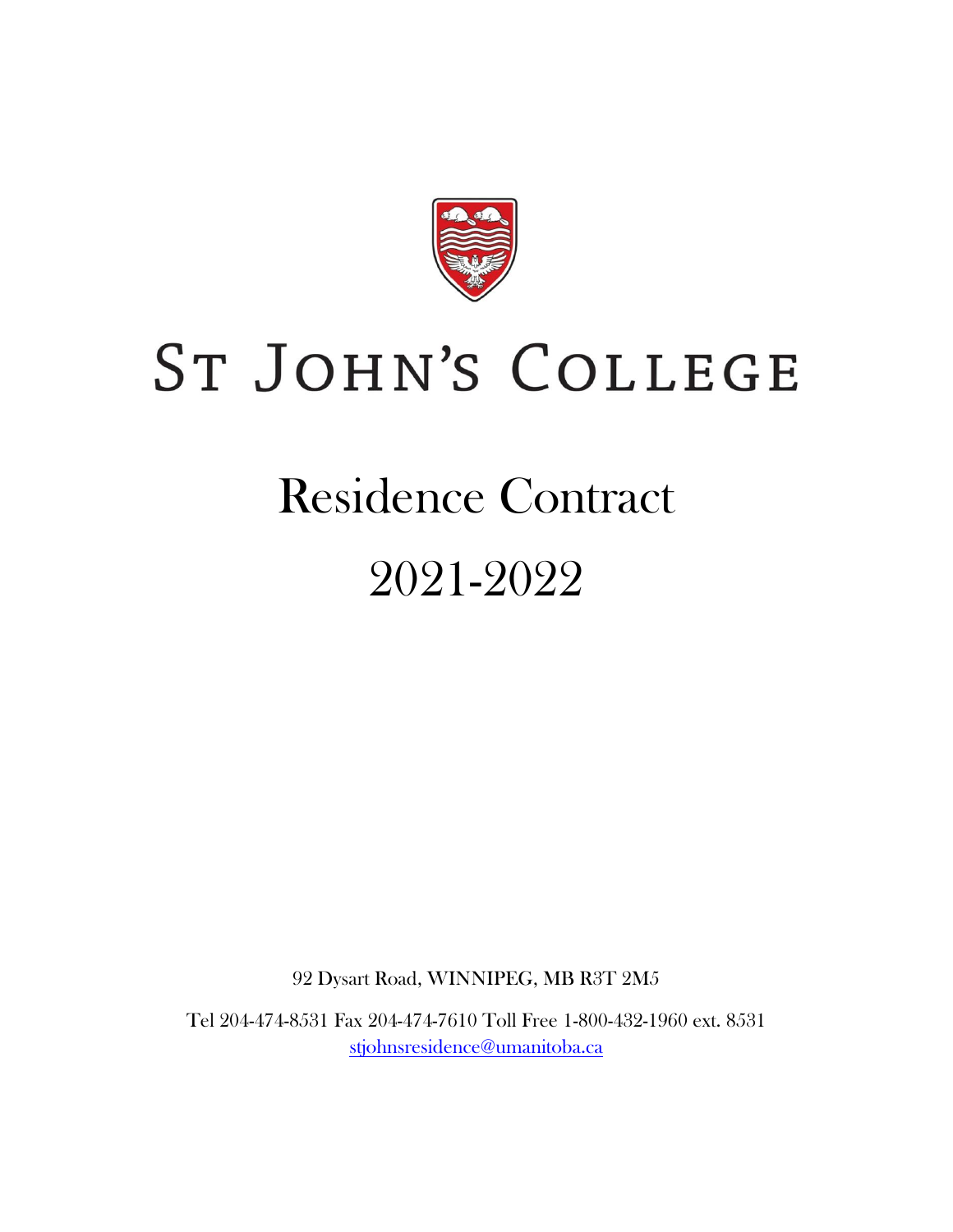# ST JOHN'S COLLEGE

# Residence Contract

# 2021-2022

92 Dysart Road, WINNIPEG, MB R3T 2M5

Tel 204-474-8531 Fax 204-474-7610 Toll Free 1-800-432-1960 ext. 8531
stjohnsresidence@umanitoba.ca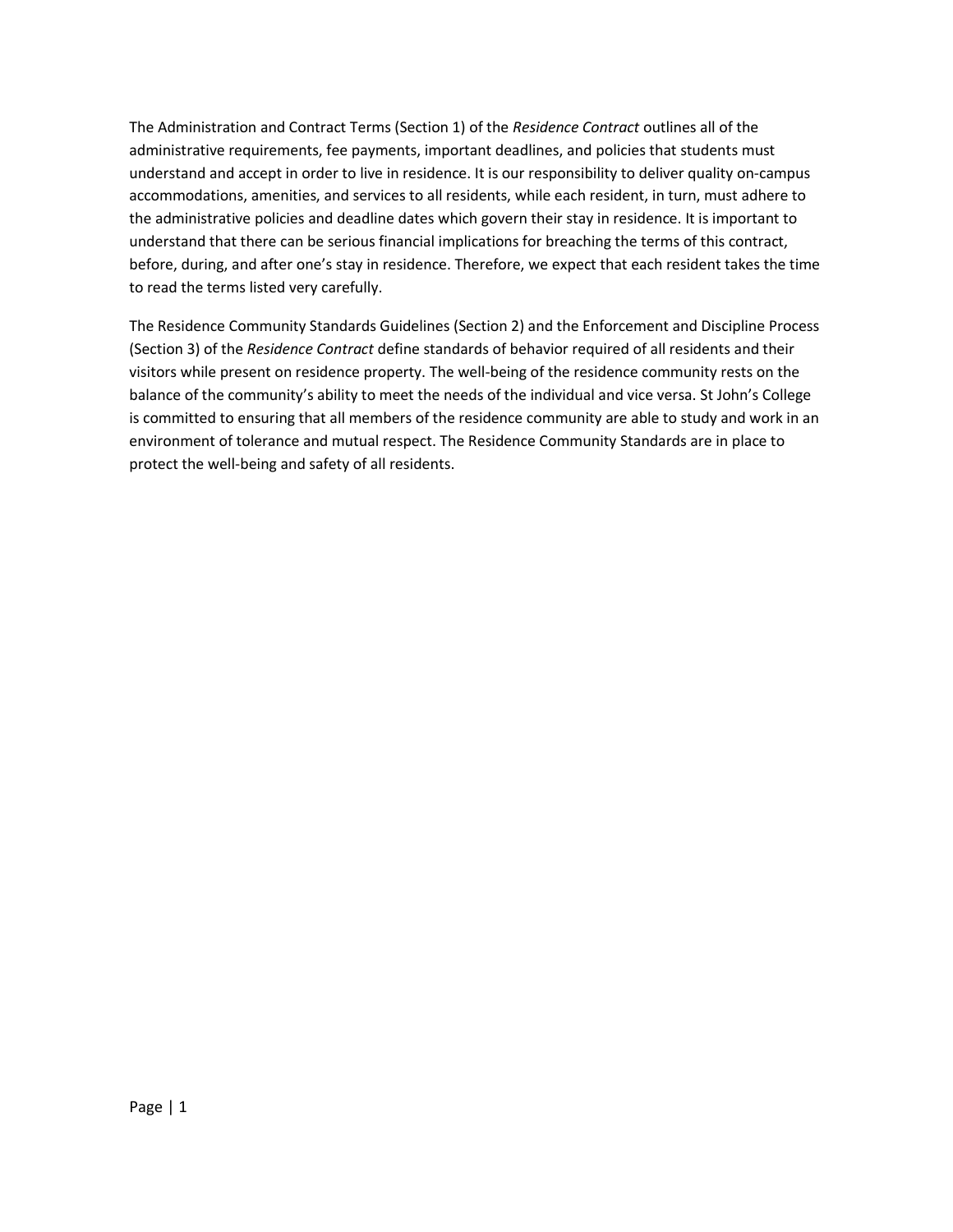The Administration and Contract Terms (Section 1) of the *Residence Contract* outlines all of the administrative requirements, fee payments, important deadlines, and policies that students must understand and accept in order to live in residence. It is our responsibility to deliver quality on-campus accommodations, amenities, and services to all residents, while each resident, in turn, must adhere to the administrative policies and deadline dates which govern their stay in residence. It is important to understand that there can be serious financial implications for breaching the terms of this contract, before, during, and after one's stay in residence. Therefore, we expect that each resident takes the time to read the terms listed very carefully.

The Residence Community Standards Guidelines (Section 2) and the Enforcement and Discipline Process (Section 3) of the *Residence Contract* define standards of behavior required of all residents and their visitors while present on residence property. The well-being of the residence community rests on the balance of the community's ability to meet the needs of the individual and vice versa. St John's College is committed to ensuring that all members of the residence community are able to study and work in an environment of tolerance and mutual respect. The Residence Community Standards are in place to protect the well-being and safety of all residents.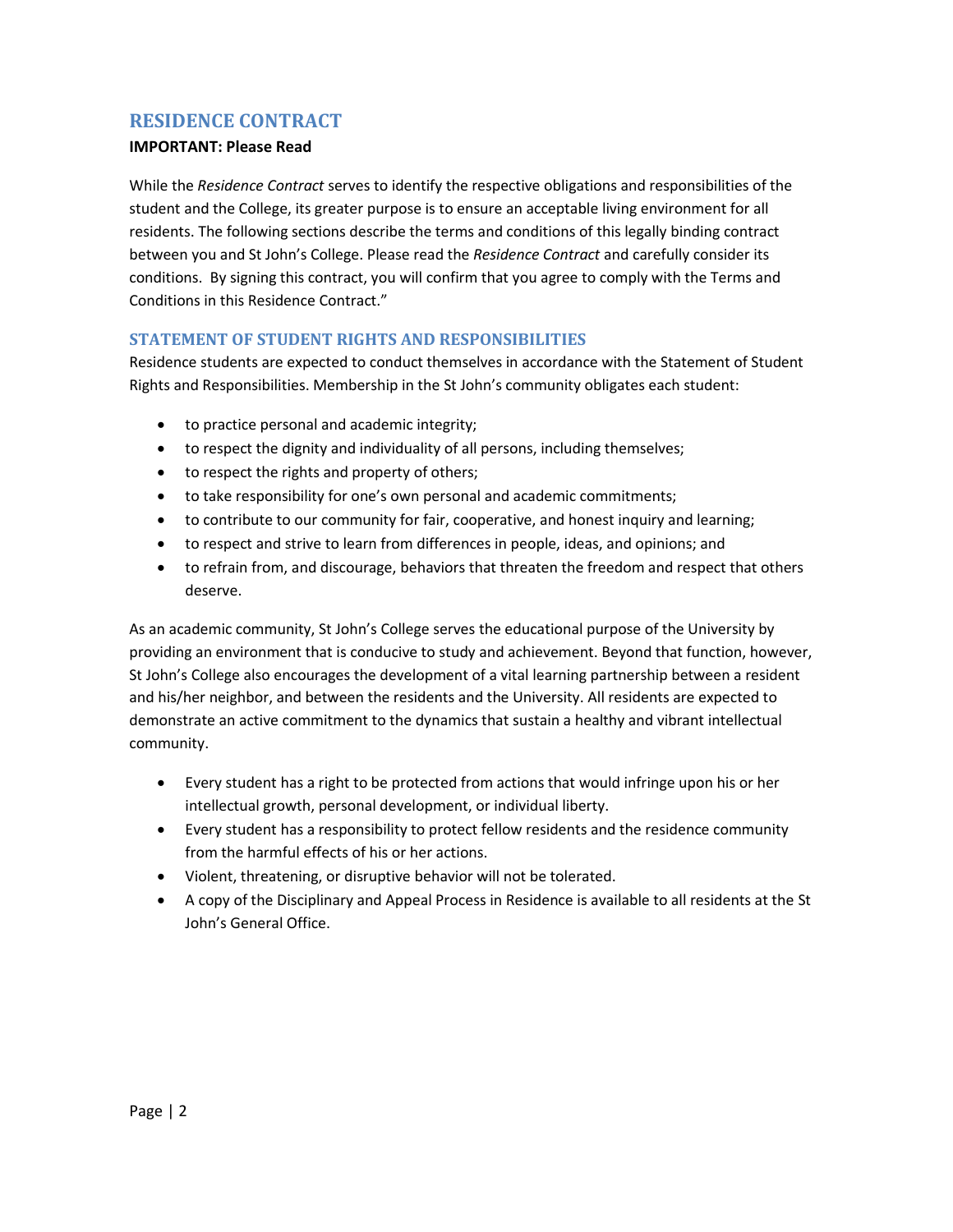## RESIDENCE CONTRACT

**IMPORTANT: Please Read**

While the *Residence Contract* serves to identify the respective obligations and responsibilities of the student and the College, its greater purpose is to ensure an acceptable living environment for all residents. The following sections describe the terms and conditions of this legally binding contract between you and St John's College. Please read the *Residence Contract* and carefully consider its conditions. By signing this contract, you will confirm that you agree to comply with the Terms and Conditions in this Residence Contract."

### STATEMENT OF STUDENT RIGHTS AND RESPONSIBILITIES

Residence students are expected to conduct themselves in accordance with the Statement of Student Rights and Responsibilities. Membership in the St John's community obligates each student:

- to practice personal and academic integrity;
- to respect the dignity and individuality of all persons, including themselves;
- to respect the rights and property of others;
- to take responsibility for one's own personal and academic commitments;
- to contribute to our community for fair, cooperative, and honest inquiry and learning;
- to respect and strive to learn from differences in people, ideas, and opinions; and
- to refrain from, and discourage, behaviors that threaten the freedom and respect that others deserve.

As an academic community, St John's College serves the educational purpose of the University by providing an environment that is conducive to study and achievement. Beyond that function, however, St John's College also encourages the development of a vital learning partnership between a resident and his/her neighbor, and between the residents and the University. All residents are expected to demonstrate an active commitment to the dynamics that sustain a healthy and vibrant intellectual community.

- Every student has a right to be protected from actions that would infringe upon his or her intellectual growth, personal development, or individual liberty.
- Every student has a responsibility to protect fellow residents and the residence community from the harmful effects of his or her actions.
- Violent, threatening, or disruptive behavior will not be tolerated.
- A copy of the Disciplinary and Appeal Process in Residence is available to all residents at the St John's General Office.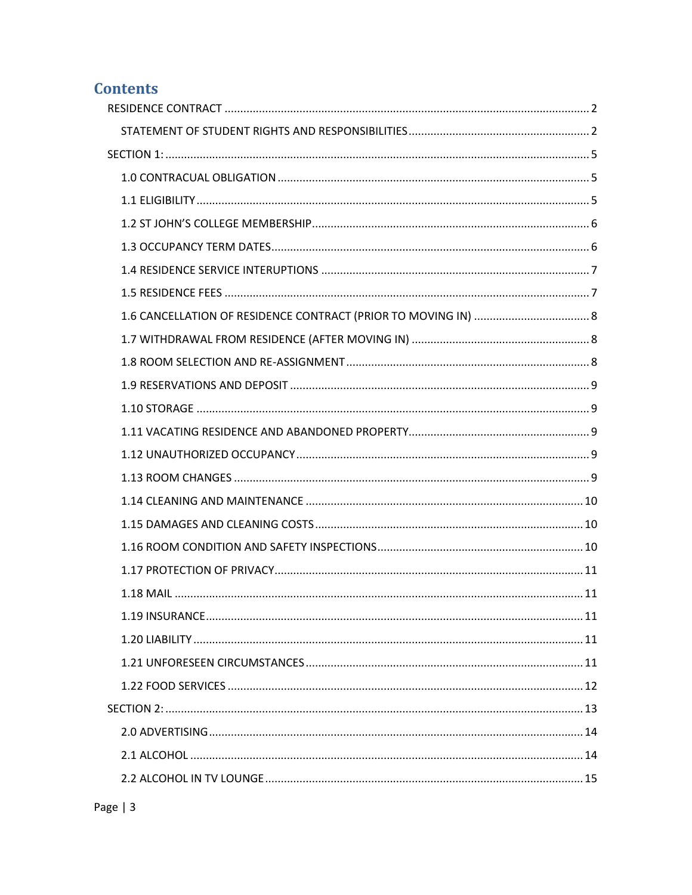# Contents

- RESIDENCE CONTRACT .......... 2
  - STATEMENT OF STUDENT RIGHTS AND RESPONSIBILITIES .......... 2
- SECTION 1: .......... 5
  - 1.0 CONTRACUAL OBLIGATION .......... 5
  - 1.1 ELIGIBILITY .......... 5
  - 1.2 ST JOHN'S COLLEGE MEMBERSHIP .......... 6
  - 1.3 OCCUPANCY TERM DATES .......... 6
  - 1.4 RESIDENCE SERVICE INTERUPTIONS .......... 7
  - 1.5 RESIDENCE FEES .......... 7
  - 1.6 CANCELLATION OF RESIDENCE CONTRACT (PRIOR TO MOVING IN) .......... 8
  - 1.7 WITHDRAWAL FROM RESIDENCE (AFTER MOVING IN) .......... 8
  - 1.8 ROOM SELECTION AND RE-ASSIGNMENT .......... 8
  - 1.9 RESERVATIONS AND DEPOSIT .......... 9
  - 1.10 STORAGE .......... 9
  - 1.11 VACATING RESIDENCE AND ABANDONED PROPERTY .......... 9
  - 1.12 UNAUTHORIZED OCCUPANCY .......... 9
  - 1.13 ROOM CHANGES .......... 9
  - 1.14 CLEANING AND MAINTENANCE .......... 10
  - 1.15 DAMAGES AND CLEANING COSTS .......... 10
  - 1.16 ROOM CONDITION AND SAFETY INSPECTIONS .......... 10
  - 1.17 PROTECTION OF PRIVACY .......... 11
  - 1.18 MAIL .......... 11
  - 1.19 INSURANCE .......... 11
  - 1.20 LIABILITY .......... 11
  - 1.21 UNFORESEEN CIRCUMSTANCES .......... 11
  - 1.22 FOOD SERVICES .......... 12
- SECTION 2: .......... 13
  - 2.0 ADVERTISING .......... 14
  - 2.1 ALCOHOL .......... 14
  - 2.2 ALCOHOL IN TV LOUNGE .......... 15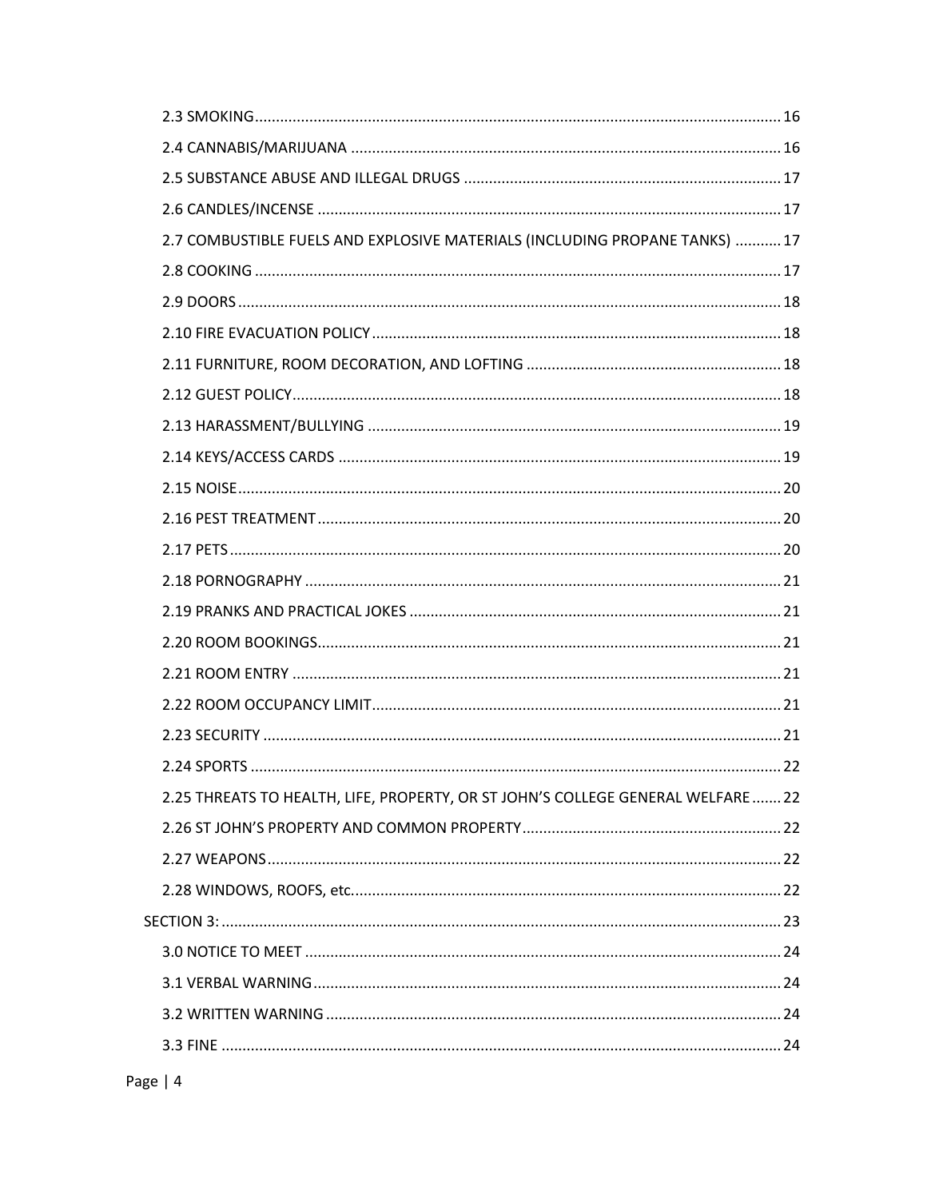2.3 SMOKING ..... 16

2.4 CANNABIS/MARIJUANA ..... 16

2.5 SUBSTANCE ABUSE AND ILLEGAL DRUGS ..... 17

2.6 CANDLES/INCENSE ..... 17

2.7 COMBUSTIBLE FUELS AND EXPLOSIVE MATERIALS (INCLUDING PROPANE TANKS) ..... 17

2.8 COOKING ..... 17

2.9 DOORS ..... 18

2.10 FIRE EVACUATION POLICY ..... 18

2.11 FURNITURE, ROOM DECORATION, AND LOFTING ..... 18

2.12 GUEST POLICY ..... 18

2.13 HARASSMENT/BULLYING ..... 19

2.14 KEYS/ACCESS CARDS ..... 19

2.15 NOISE ..... 20

2.16 PEST TREATMENT ..... 20

2.17 PETS ..... 20

2.18 PORNOGRAPHY ..... 21

2.19 PRANKS AND PRACTICAL JOKES ..... 21

2.20 ROOM BOOKINGS ..... 21

2.21 ROOM ENTRY ..... 21

2.22 ROOM OCCUPANCY LIMIT ..... 21

2.23 SECURITY ..... 21

2.24 SPORTS ..... 22

2.25 THREATS TO HEALTH, LIFE, PROPERTY, OR ST JOHN'S COLLEGE GENERAL WELFARE ..... 22

2.26 ST JOHN'S PROPERTY AND COMMON PROPERTY ..... 22

2.27 WEAPONS ..... 22

2.28 WINDOWS, ROOFS, etc. ..... 22

SECTION 3: ..... 23

3.0 NOTICE TO MEET ..... 24

3.1 VERBAL WARNING ..... 24

3.2 WRITTEN WARNING ..... 24

3.3 FINE ..... 24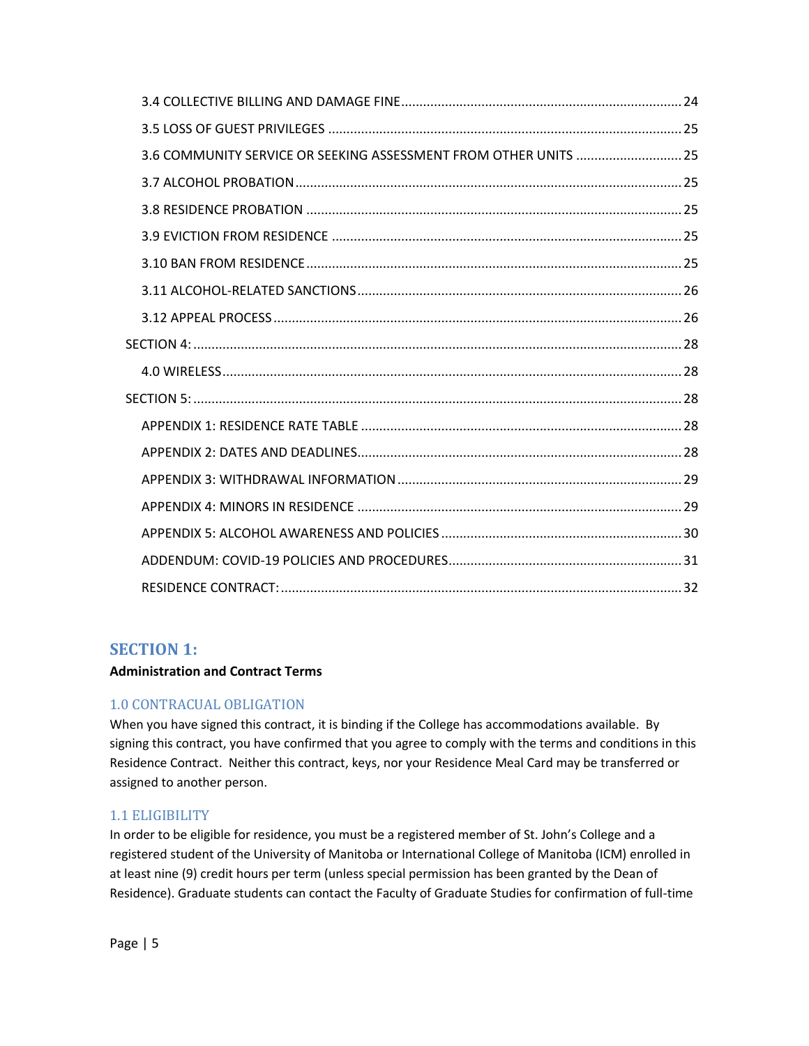3.4 COLLECTIVE BILLING AND DAMAGE FINE ........................................................................ 24
3.5 LOSS OF GUEST PRIVILEGES ....................................................................................... 25
3.6 COMMUNITY SERVICE OR SEEKING ASSESSMENT FROM OTHER UNITS ............................ 25
3.7 ALCOHOL PROBATION ............................................................................................... 25
3.8 RESIDENCE PROBATION ............................................................................................. 25
3.9 EVICTION FROM RESIDENCE ...................................................................................... 25
3.10 BAN FROM RESIDENCE ............................................................................................. 25
3.11 ALCOHOL-RELATED SANCTIONS ................................................................................ 26
3.12 APPEAL PROCESS ..................................................................................................... 26
SECTION 4: ..................................................................................................................... 28
4.0 WIRELESS ................................................................................................................. 28
SECTION 5: ..................................................................................................................... 28
APPENDIX 1: RESIDENCE RATE TABLE ............................................................................. 28
APPENDIX 2: DATES AND DEADLINES ............................................................................... 28
APPENDIX 3: WITHDRAWAL INFORMATION ...................................................................... 29
APPENDIX 4: MINORS IN RESIDENCE ............................................................................... 29
APPENDIX 5: ALCOHOL AWARENESS AND POLICIES ......................................................... 30
ADDENDUM: COVID-19 POLICIES AND PROCEDURES ........................................................ 31
RESIDENCE CONTRACT: .................................................................................................. 32

# SECTION 1:

**Administration and Contract Terms**

## 1.0 CONTRACUAL OBLIGATION

When you have signed this contract, it is binding if the College has accommodations available. By signing this contract, you have confirmed that you agree to comply with the terms and conditions in this Residence Contract. Neither this contract, keys, nor your Residence Meal Card may be transferred or assigned to another person.

## 1.1 ELIGIBILITY

In order to be eligible for residence, you must be a registered member of St. John's College and a registered student of the University of Manitoba or International College of Manitoba (ICM) enrolled in at least nine (9) credit hours per term (unless special permission has been granted by the Dean of Residence). Graduate students can contact the Faculty of Graduate Studies for confirmation of full-time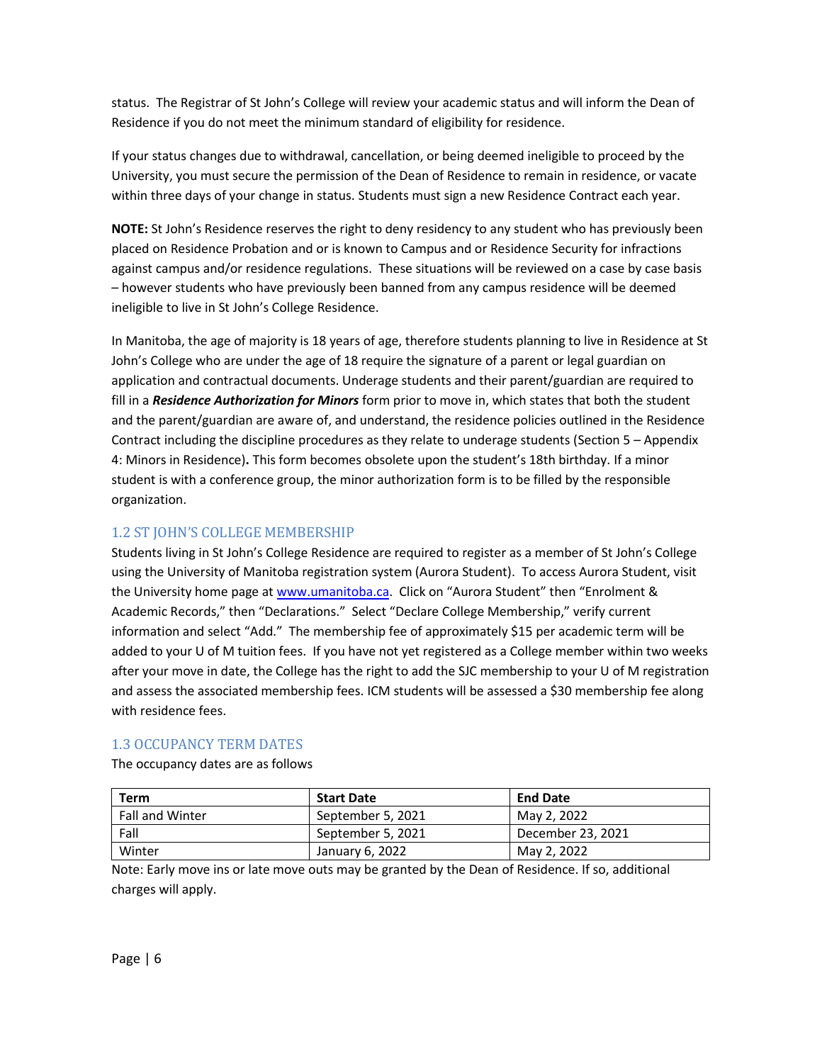status. The Registrar of St John's College will review your academic status and will inform the Dean of Residence if you do not meet the minimum standard of eligibility for residence.

If your status changes due to withdrawal, cancellation, or being deemed ineligible to proceed by the University, you must secure the permission of the Dean of Residence to remain in residence, or vacate within three days of your change in status. Students must sign a new Residence Contract each year.

**NOTE:** St John's Residence reserves the right to deny residency to any student who has previously been placed on Residence Probation and or is known to Campus and or Residence Security for infractions against campus and/or residence regulations. These situations will be reviewed on a case by case basis – however students who have previously been banned from any campus residence will be deemed ineligible to live in St John's College Residence.

In Manitoba, the age of majority is 18 years of age, therefore students planning to live in Residence at St John's College who are under the age of 18 require the signature of a parent or legal guardian on application and contractual documents. Underage students and their parent/guardian are required to fill in a ***Residence Authorization for Minors*** form prior to move in, which states that both the student and the parent/guardian are aware of, and understand, the residence policies outlined in the Residence Contract including the discipline procedures as they relate to underage students (Section 5 – Appendix 4: Minors in Residence)**.** This form becomes obsolete upon the student's 18th birthday. If a minor student is with a conference group, the minor authorization form is to be filled by the responsible organization.

## 1.2 ST JOHN'S COLLEGE MEMBERSHIP

Students living in St John's College Residence are required to register as a member of St John's College using the University of Manitoba registration system (Aurora Student). To access Aurora Student, visit the University home page at www.umanitoba.ca. Click on "Aurora Student" then "Enrolment & Academic Records," then "Declarations." Select "Declare College Membership," verify current information and select "Add." The membership fee of approximately $15 per academic term will be added to your U of M tuition fees. If you have not yet registered as a College member within two weeks after your move in date, the College has the right to add the SJC membership to your U of M registration and assess the associated membership fees. ICM students will be assessed a $30 membership fee along with residence fees.

## 1.3 OCCUPANCY TERM DATES

The occupancy dates are as follows

| Term | Start Date | End Date |
| --- | --- | --- |
| Fall and Winter | September 5, 2021 | May 2, 2022 |
| Fall | September 5, 2021 | December 23, 2021 |
| Winter | January 6, 2022 | May 2, 2022 |

Note: Early move ins or late move outs may be granted by the Dean of Residence. If so, additional charges will apply.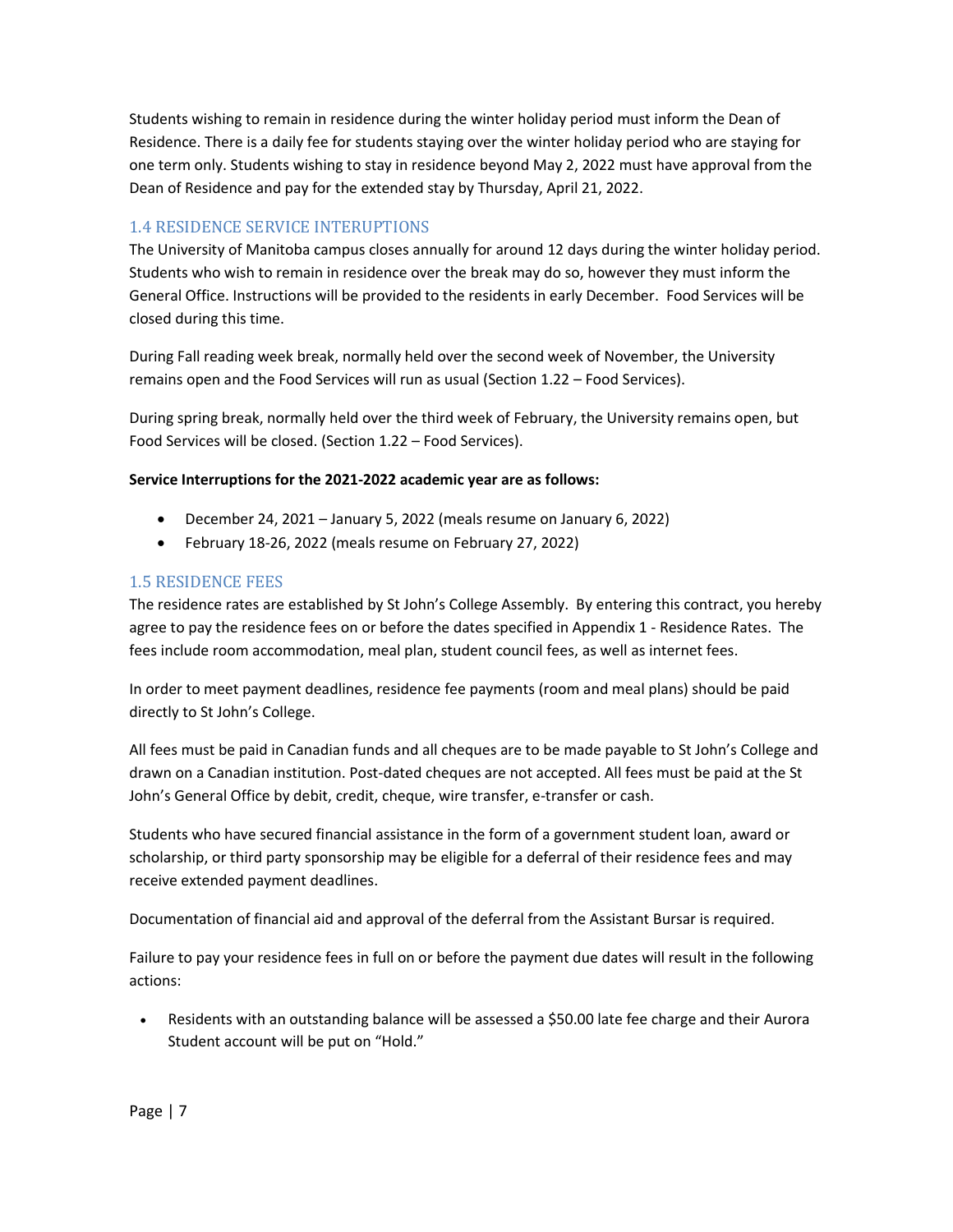Students wishing to remain in residence during the winter holiday period must inform the Dean of Residence. There is a daily fee for students staying over the winter holiday period who are staying for one term only. Students wishing to stay in residence beyond May 2, 2022 must have approval from the Dean of Residence and pay for the extended stay by Thursday, April 21, 2022.

## 1.4 RESIDENCE SERVICE INTERUPTIONS

The University of Manitoba campus closes annually for around 12 days during the winter holiday period. Students who wish to remain in residence over the break may do so, however they must inform the General Office. Instructions will be provided to the residents in early December. Food Services will be closed during this time.

During Fall reading week break, normally held over the second week of November, the University remains open and the Food Services will run as usual (Section 1.22 – Food Services).

During spring break, normally held over the third week of February, the University remains open, but Food Services will be closed. (Section 1.22 – Food Services).

**Service Interruptions for the 2021-2022 academic year are as follows:**

- December 24, 2021 – January 5, 2022 (meals resume on January 6, 2022)
- February 18-26, 2022 (meals resume on February 27, 2022)

## 1.5 RESIDENCE FEES

The residence rates are established by St John's College Assembly. By entering this contract, you hereby agree to pay the residence fees on or before the dates specified in Appendix 1 - Residence Rates. The fees include room accommodation, meal plan, student council fees, as well as internet fees.

In order to meet payment deadlines, residence fee payments (room and meal plans) should be paid directly to St John's College.

All fees must be paid in Canadian funds and all cheques are to be made payable to St John's College and drawn on a Canadian institution. Post-dated cheques are not accepted. All fees must be paid at the St John's General Office by debit, credit, cheque, wire transfer, e-transfer or cash.

Students who have secured financial assistance in the form of a government student loan, award or scholarship, or third party sponsorship may be eligible for a deferral of their residence fees and may receive extended payment deadlines.

Documentation of financial aid and approval of the deferral from the Assistant Bursar is required.

Failure to pay your residence fees in full on or before the payment due dates will result in the following actions:

- Residents with an outstanding balance will be assessed a $50.00 late fee charge and their Aurora Student account will be put on "Hold."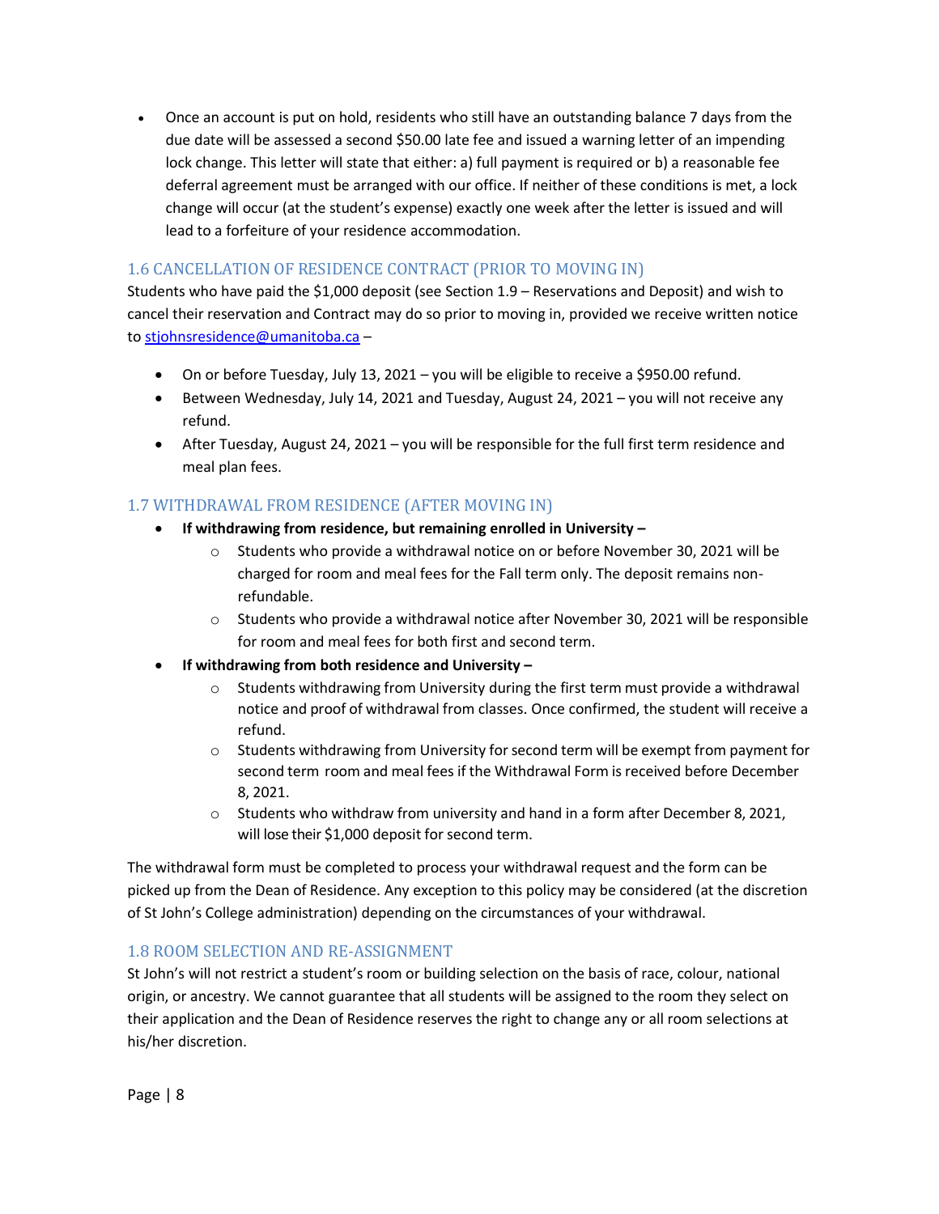- Once an account is put on hold, residents who still have an outstanding balance 7 days from the due date will be assessed a second $50.00 late fee and issued a warning letter of an impending lock change. This letter will state that either: a) full payment is required or b) a reasonable fee deferral agreement must be arranged with our office. If neither of these conditions is met, a lock change will occur (at the student's expense) exactly one week after the letter is issued and will lead to a forfeiture of your residence accommodation.

## 1.6 CANCELLATION OF RESIDENCE CONTRACT (PRIOR TO MOVING IN)

Students who have paid the $1,000 deposit (see Section 1.9 – Reservations and Deposit) and wish to cancel their reservation and Contract may do so prior to moving in, provided we receive written notice to stjohnsresidence@umanitoba.ca –

- On or before Tuesday, July 13, 2021 – you will be eligible to receive a $950.00 refund.
- Between Wednesday, July 14, 2021 and Tuesday, August 24, 2021 – you will not receive any refund.
- After Tuesday, August 24, 2021 – you will be responsible for the full first term residence and meal plan fees.

## 1.7 WITHDRAWAL FROM RESIDENCE (AFTER MOVING IN)

- **If withdrawing from residence, but remaining enrolled in University –**
    - Students who provide a withdrawal notice on or before November 30, 2021 will be charged for room and meal fees for the Fall term only. The deposit remains non-refundable.
    - Students who provide a withdrawal notice after November 30, 2021 will be responsible for room and meal fees for both first and second term.
- **If withdrawing from both residence and University –**
    - Students withdrawing from University during the first term must provide a withdrawal notice and proof of withdrawal from classes. Once confirmed, the student will receive a refund.
    - Students withdrawing from University for second term will be exempt from payment for second term room and meal fees if the Withdrawal Form is received before December 8, 2021.
    - Students who withdraw from university and hand in a form after December 8, 2021, will lose their $1,000 deposit for second term.

The withdrawal form must be completed to process your withdrawal request and the form can be picked up from the Dean of Residence. Any exception to this policy may be considered (at the discretion of St John's College administration) depending on the circumstances of your withdrawal.

## 1.8 ROOM SELECTION AND RE-ASSIGNMENT

St John's will not restrict a student's room or building selection on the basis of race, colour, national origin, or ancestry. We cannot guarantee that all students will be assigned to the room they select on their application and the Dean of Residence reserves the right to change any or all room selections at his/her discretion.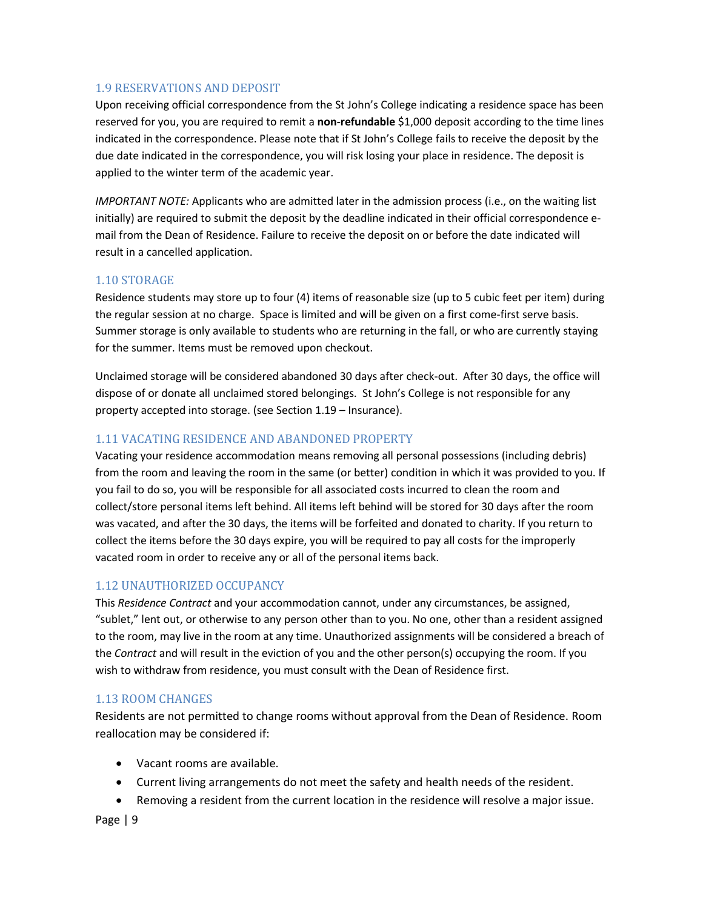## 1.9 RESERVATIONS AND DEPOSIT

Upon receiving official correspondence from the St John's College indicating a residence space has been reserved for you, you are required to remit a **non-refundable** $1,000 deposit according to the time lines indicated in the correspondence. Please note that if St John's College fails to receive the deposit by the due date indicated in the correspondence, you will risk losing your place in residence. The deposit is applied to the winter term of the academic year.

*IMPORTANT NOTE:* Applicants who are admitted later in the admission process (i.e., on the waiting list initially) are required to submit the deposit by the deadline indicated in their official correspondence e-mail from the Dean of Residence. Failure to receive the deposit on or before the date indicated will result in a cancelled application.

## 1.10 STORAGE

Residence students may store up to four (4) items of reasonable size (up to 5 cubic feet per item) during the regular session at no charge. Space is limited and will be given on a first come-first serve basis. Summer storage is only available to students who are returning in the fall, or who are currently staying for the summer. Items must be removed upon checkout.

Unclaimed storage will be considered abandoned 30 days after check-out. After 30 days, the office will dispose of or donate all unclaimed stored belongings. St John's College is not responsible for any property accepted into storage. (see Section 1.19 – Insurance).

## 1.11 VACATING RESIDENCE AND ABANDONED PROPERTY

Vacating your residence accommodation means removing all personal possessions (including debris) from the room and leaving the room in the same (or better) condition in which it was provided to you. If you fail to do so, you will be responsible for all associated costs incurred to clean the room and collect/store personal items left behind. All items left behind will be stored for 30 days after the room was vacated, and after the 30 days, the items will be forfeited and donated to charity. If you return to collect the items before the 30 days expire, you will be required to pay all costs for the improperly vacated room in order to receive any or all of the personal items back.

## 1.12 UNAUTHORIZED OCCUPANCY

This *Residence Contract* and your accommodation cannot, under any circumstances, be assigned, "sublet," lent out, or otherwise to any person other than to you. No one, other than a resident assigned to the room, may live in the room at any time. Unauthorized assignments will be considered a breach of the *Contract* and will result in the eviction of you and the other person(s) occupying the room. If you wish to withdraw from residence, you must consult with the Dean of Residence first.

## 1.13 ROOM CHANGES

Residents are not permitted to change rooms without approval from the Dean of Residence. Room reallocation may be considered if:

- Vacant rooms are available.
- Current living arrangements do not meet the safety and health needs of the resident.
- Removing a resident from the current location in the residence will resolve a major issue.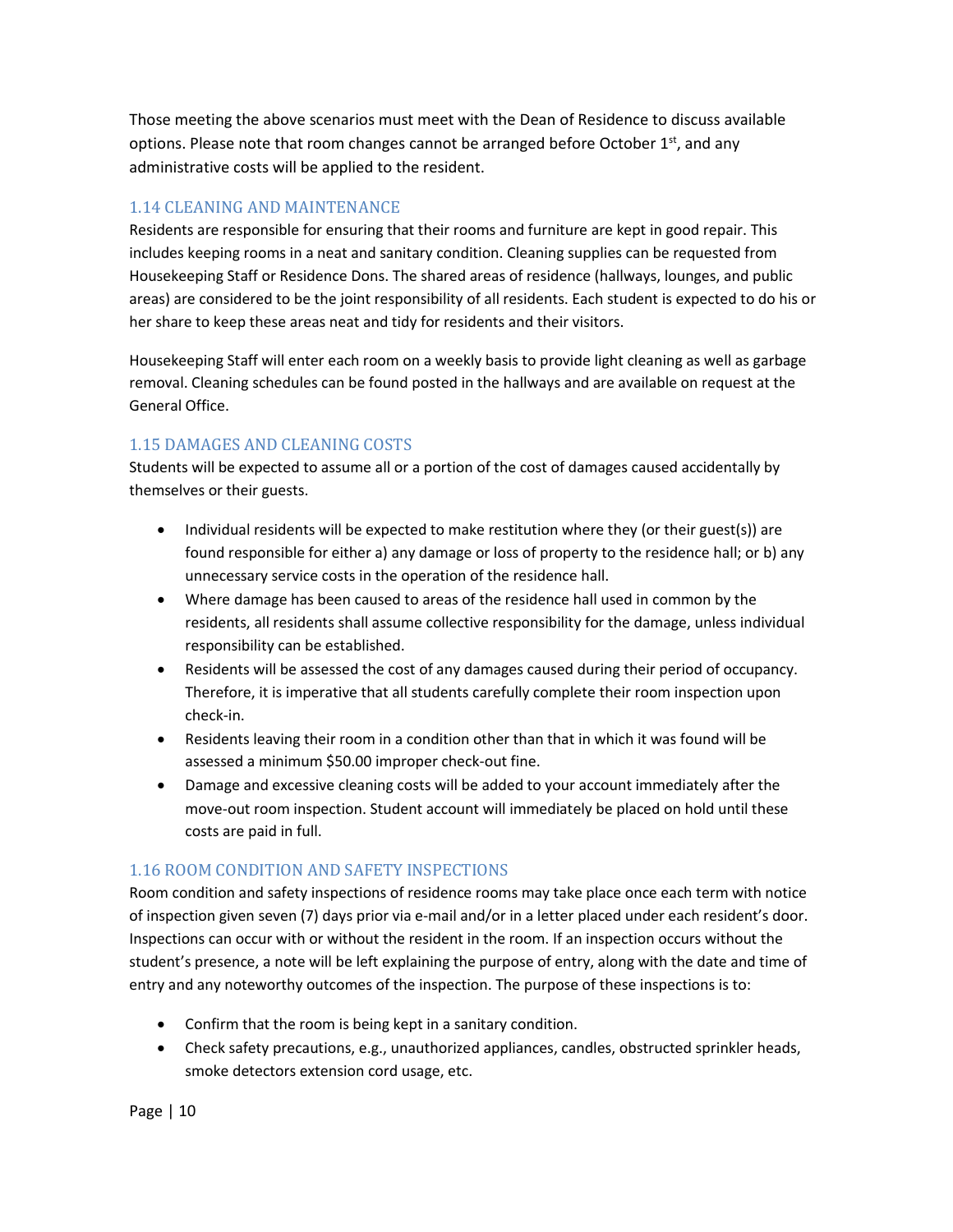Those meeting the above scenarios must meet with the Dean of Residence to discuss available options. Please note that room changes cannot be arranged before October 1st, and any administrative costs will be applied to the resident.

## 1.14 CLEANING AND MAINTENANCE

Residents are responsible for ensuring that their rooms and furniture are kept in good repair. This includes keeping rooms in a neat and sanitary condition. Cleaning supplies can be requested from Housekeeping Staff or Residence Dons. The shared areas of residence (hallways, lounges, and public areas) are considered to be the joint responsibility of all residents. Each student is expected to do his or her share to keep these areas neat and tidy for residents and their visitors.

Housekeeping Staff will enter each room on a weekly basis to provide light cleaning as well as garbage removal. Cleaning schedules can be found posted in the hallways and are available on request at the General Office.

## 1.15 DAMAGES AND CLEANING COSTS

Students will be expected to assume all or a portion of the cost of damages caused accidentally by themselves or their guests.

- Individual residents will be expected to make restitution where they (or their guest(s)) are found responsible for either a) any damage or loss of property to the residence hall; or b) any unnecessary service costs in the operation of the residence hall.
- Where damage has been caused to areas of the residence hall used in common by the residents, all residents shall assume collective responsibility for the damage, unless individual responsibility can be established.
- Residents will be assessed the cost of any damages caused during their period of occupancy. Therefore, it is imperative that all students carefully complete their room inspection upon check-in.
- Residents leaving their room in a condition other than that in which it was found will be assessed a minimum $50.00 improper check-out fine.
- Damage and excessive cleaning costs will be added to your account immediately after the move-out room inspection. Student account will immediately be placed on hold until these costs are paid in full.

## 1.16 ROOM CONDITION AND SAFETY INSPECTIONS

Room condition and safety inspections of residence rooms may take place once each term with notice of inspection given seven (7) days prior via e-mail and/or in a letter placed under each resident's door. Inspections can occur with or without the resident in the room. If an inspection occurs without the student's presence, a note will be left explaining the purpose of entry, along with the date and time of entry and any noteworthy outcomes of the inspection. The purpose of these inspections is to:

- Confirm that the room is being kept in a sanitary condition.
- Check safety precautions, e.g., unauthorized appliances, candles, obstructed sprinkler heads, smoke detectors extension cord usage, etc.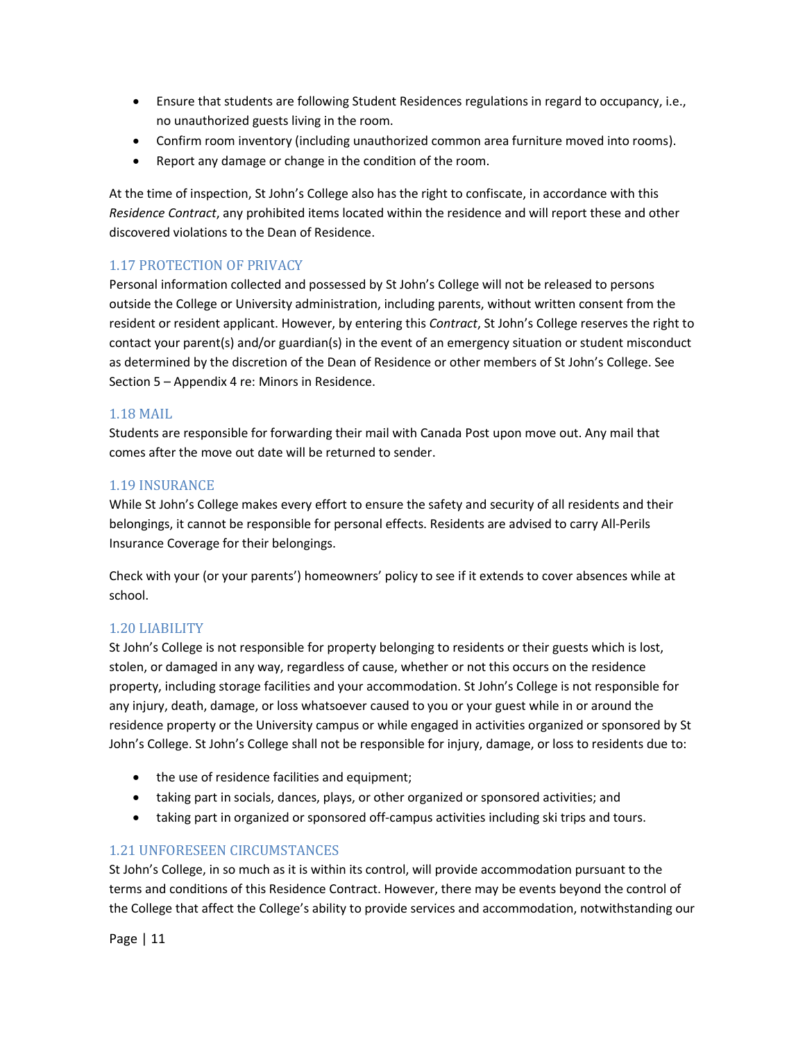- Ensure that students are following Student Residences regulations in regard to occupancy, i.e., no unauthorized guests living in the room.
- Confirm room inventory (including unauthorized common area furniture moved into rooms).
- Report any damage or change in the condition of the room.

At the time of inspection, St John's College also has the right to confiscate, in accordance with this *Residence Contract*, any prohibited items located within the residence and will report these and other discovered violations to the Dean of Residence.

### 1.17 PROTECTION OF PRIVACY

Personal information collected and possessed by St John's College will not be released to persons outside the College or University administration, including parents, without written consent from the resident or resident applicant. However, by entering this *Contract*, St John's College reserves the right to contact your parent(s) and/or guardian(s) in the event of an emergency situation or student misconduct as determined by the discretion of the Dean of Residence or other members of St John's College. See Section 5 – Appendix 4 re: Minors in Residence.

### 1.18 MAIL

Students are responsible for forwarding their mail with Canada Post upon move out. Any mail that comes after the move out date will be returned to sender.

### 1.19 INSURANCE

While St John's College makes every effort to ensure the safety and security of all residents and their belongings, it cannot be responsible for personal effects. Residents are advised to carry All-Perils Insurance Coverage for their belongings.

Check with your (or your parents') homeowners' policy to see if it extends to cover absences while at school.

### 1.20 LIABILITY

St John's College is not responsible for property belonging to residents or their guests which is lost, stolen, or damaged in any way, regardless of cause, whether or not this occurs on the residence property, including storage facilities and your accommodation. St John's College is not responsible for any injury, death, damage, or loss whatsoever caused to you or your guest while in or around the residence property or the University campus or while engaged in activities organized or sponsored by St John's College. St John's College shall not be responsible for injury, damage, or loss to residents due to:

- the use of residence facilities and equipment;
- taking part in socials, dances, plays, or other organized or sponsored activities; and
- taking part in organized or sponsored off-campus activities including ski trips and tours.

### 1.21 UNFORESEEN CIRCUMSTANCES

St John's College, in so much as it is within its control, will provide accommodation pursuant to the terms and conditions of this Residence Contract. However, there may be events beyond the control of the College that affect the College's ability to provide services and accommodation, notwithstanding our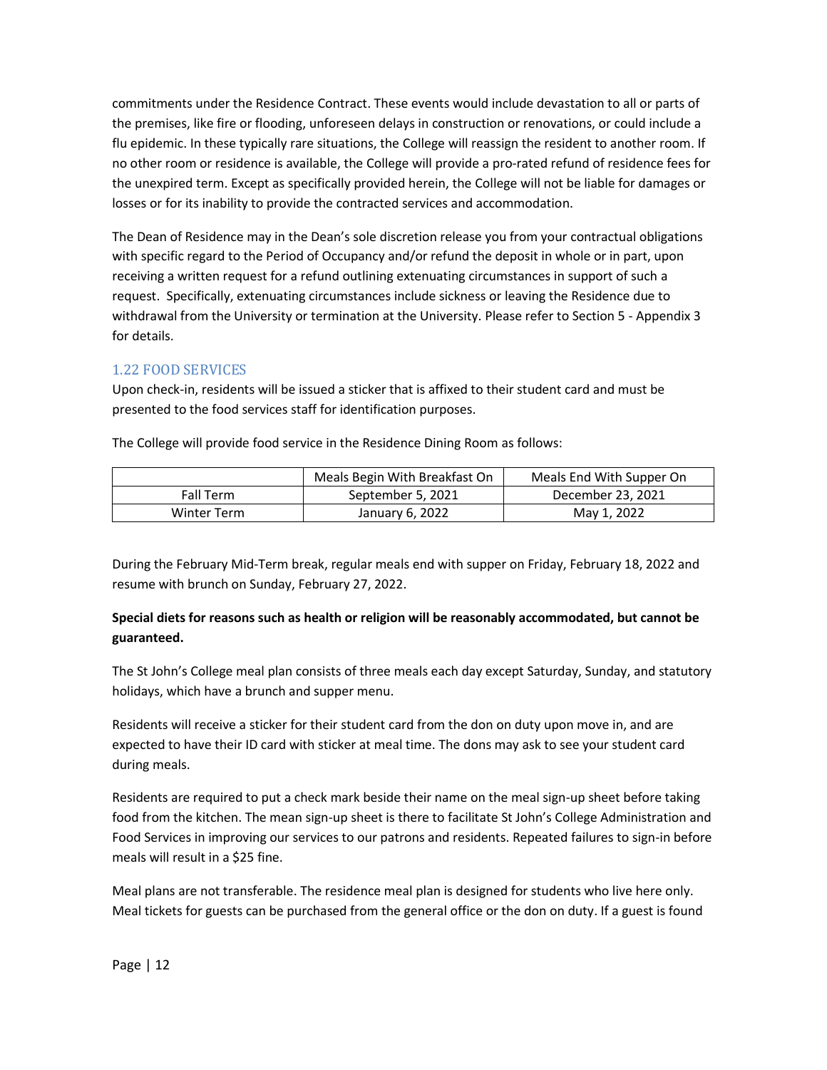commitments under the Residence Contract. These events would include devastation to all or parts of the premises, like fire or flooding, unforeseen delays in construction or renovations, or could include a flu epidemic. In these typically rare situations, the College will reassign the resident to another room. If no other room or residence is available, the College will provide a pro-rated refund of residence fees for the unexpired term. Except as specifically provided herein, the College will not be liable for damages or losses or for its inability to provide the contracted services and accommodation.

The Dean of Residence may in the Dean's sole discretion release you from your contractual obligations with specific regard to the Period of Occupancy and/or refund the deposit in whole or in part, upon receiving a written request for a refund outlining extenuating circumstances in support of such a request. Specifically, extenuating circumstances include sickness or leaving the Residence due to withdrawal from the University or termination at the University. Please refer to Section 5 - Appendix 3 for details.

## 1.22 FOOD SERVICES

Upon check-in, residents will be issued a sticker that is affixed to their student card and must be presented to the food services staff for identification purposes.

The College will provide food service in the Residence Dining Room as follows:

| | Meals Begin With Breakfast On | Meals End With Supper On |
|---|---|---|
| Fall Term | September 5, 2021 | December 23, 2021 |
| Winter Term | January 6, 2022 | May 1, 2022 |

During the February Mid-Term break, regular meals end with supper on Friday, February 18, 2022 and resume with brunch on Sunday, February 27, 2022.

**Special diets for reasons such as health or religion will be reasonably accommodated, but cannot be guaranteed.**

The St John's College meal plan consists of three meals each day except Saturday, Sunday, and statutory holidays, which have a brunch and supper menu.

Residents will receive a sticker for their student card from the don on duty upon move in, and are expected to have their ID card with sticker at meal time. The dons may ask to see your student card during meals.

Residents are required to put a check mark beside their name on the meal sign-up sheet before taking food from the kitchen. The mean sign-up sheet is there to facilitate St John's College Administration and Food Services in improving our services to our patrons and residents. Repeated failures to sign-in before meals will result in a $25 fine.

Meal plans are not transferable. The residence meal plan is designed for students who live here only. Meal tickets for guests can be purchased from the general office or the don on duty. If a guest is found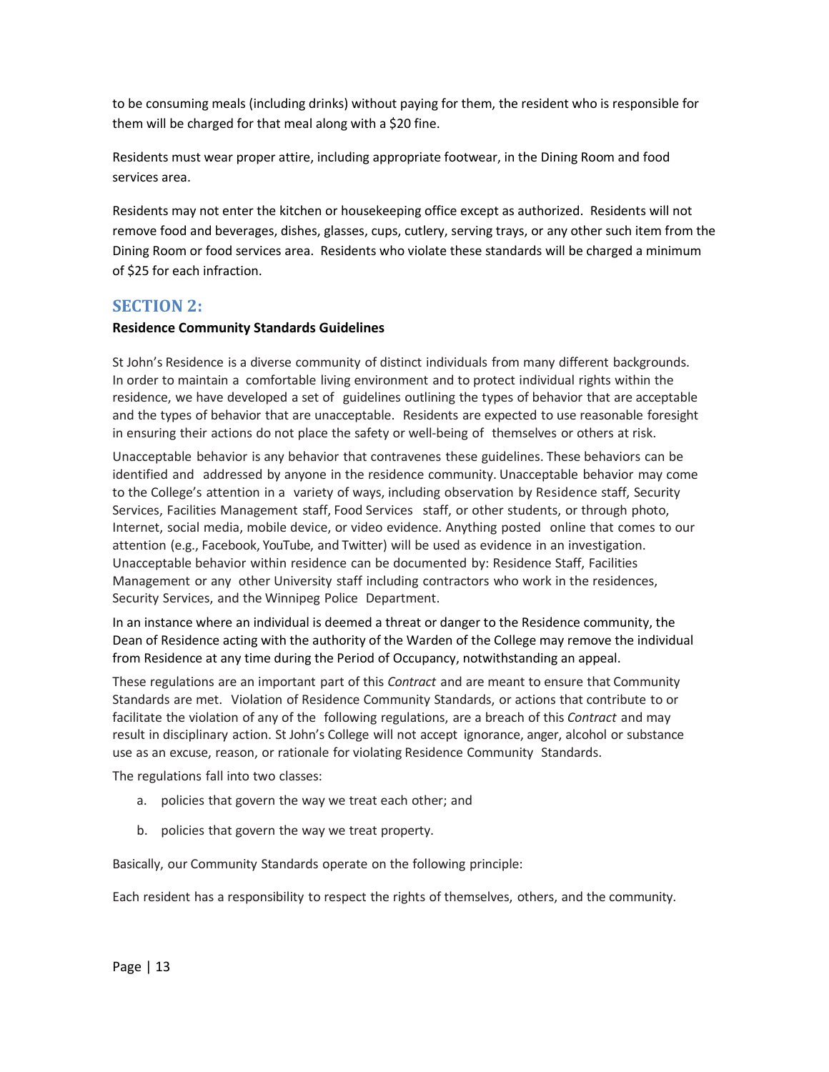to be consuming meals (including drinks) without paying for them, the resident who is responsible for them will be charged for that meal along with a $20 fine.

Residents must wear proper attire, including appropriate footwear, in the Dining Room and food services area.

Residents may not enter the kitchen or housekeeping office except as authorized. Residents will not remove food and beverages, dishes, glasses, cups, cutlery, serving trays, or any other such item from the Dining Room or food services area. Residents who violate these standards will be charged a minimum of $25 for each infraction.

## SECTION 2:

**Residence Community Standards Guidelines**

St John's Residence is a diverse community of distinct individuals from many different backgrounds. In order to maintain a comfortable living environment and to protect individual rights within the residence, we have developed a set of guidelines outlining the types of behavior that are acceptable and the types of behavior that are unacceptable. Residents are expected to use reasonable foresight in ensuring their actions do not place the safety or well-being of themselves or others at risk.

Unacceptable behavior is any behavior that contravenes these guidelines. These behaviors can be identified and addressed by anyone in the residence community. Unacceptable behavior may come to the College's attention in a variety of ways, including observation by Residence staff, Security Services, Facilities Management staff, Food Services staff, or other students, or through photo, Internet, social media, mobile device, or video evidence. Anything posted online that comes to our attention (e.g., Facebook, YouTube, and Twitter) will be used as evidence in an investigation. Unacceptable behavior within residence can be documented by: Residence Staff, Facilities Management or any other University staff including contractors who work in the residences, Security Services, and the Winnipeg Police Department.

In an instance where an individual is deemed a threat or danger to the Residence community, the Dean of Residence acting with the authority of the Warden of the College may remove the individual from Residence at any time during the Period of Occupancy, notwithstanding an appeal.

These regulations are an important part of this *Contract* and are meant to ensure that Community Standards are met. Violation of Residence Community Standards, or actions that contribute to or facilitate the violation of any of the following regulations, are a breach of this *Contract* and may result in disciplinary action. St John's College will not accept ignorance, anger, alcohol or substance use as an excuse, reason, or rationale for violating Residence Community Standards.

The regulations fall into two classes:

a. policies that govern the way we treat each other; and

b. policies that govern the way we treat property.

Basically, our Community Standards operate on the following principle:

Each resident has a responsibility to respect the rights of themselves, others, and the community.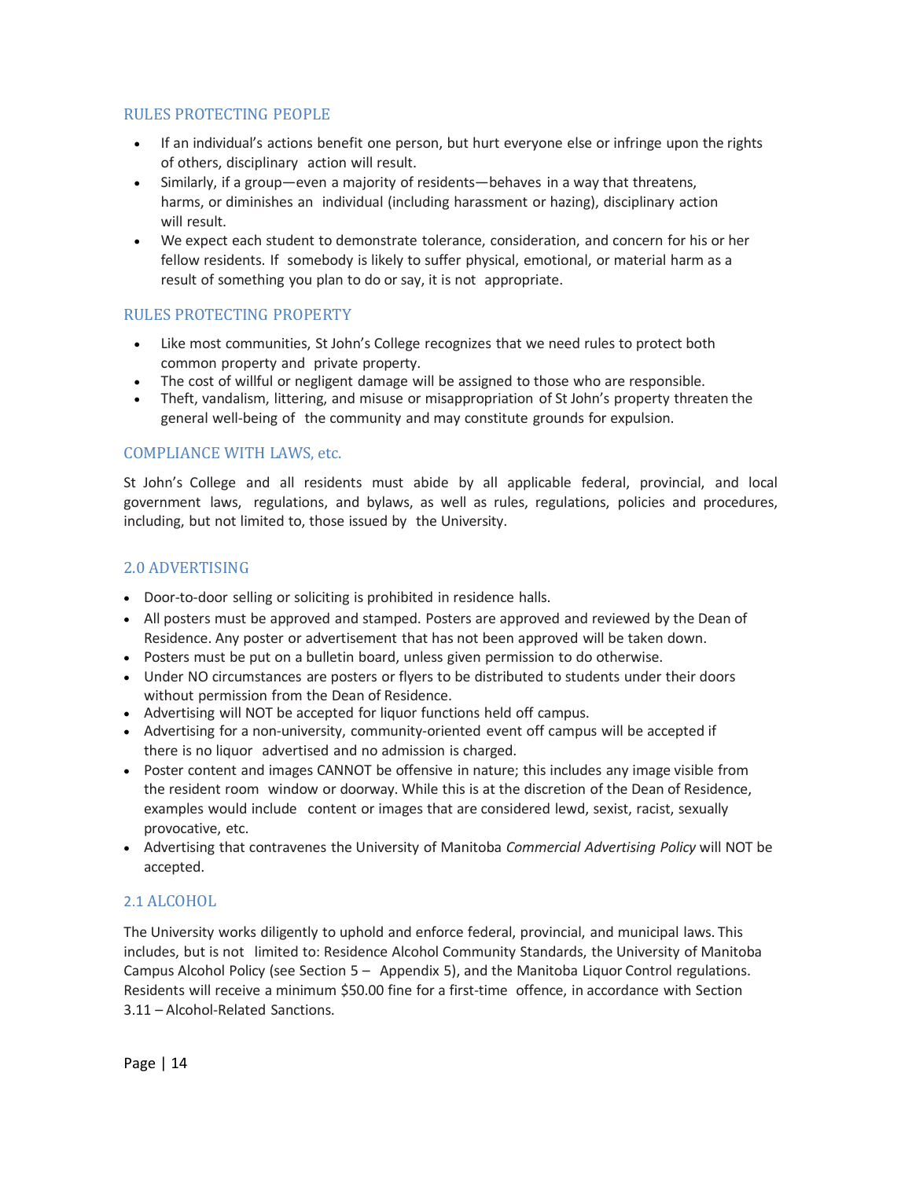### RULES PROTECTING PEOPLE

- If an individual's actions benefit one person, but hurt everyone else or infringe upon the rights of others, disciplinary action will result.
- Similarly, if a group—even a majority of residents—behaves in a way that threatens, harms, or diminishes an individual (including harassment or hazing), disciplinary action will result.
- We expect each student to demonstrate tolerance, consideration, and concern for his or her fellow residents. If somebody is likely to suffer physical, emotional, or material harm as a result of something you plan to do or say, it is not appropriate.

### RULES PROTECTING PROPERTY

- Like most communities, St John's College recognizes that we need rules to protect both common property and private property.
- The cost of willful or negligent damage will be assigned to those who are responsible.
- Theft, vandalism, littering, and misuse or misappropriation of St John's property threaten the general well-being of the community and may constitute grounds for expulsion.

### COMPLIANCE WITH LAWS, etc.

St John's College and all residents must abide by all applicable federal, provincial, and local government laws, regulations, and bylaws, as well as rules, regulations, policies and procedures, including, but not limited to, those issued by the University.

## 2.0 ADVERTISING

- Door-to-door selling or soliciting is prohibited in residence halls.
- All posters must be approved and stamped. Posters are approved and reviewed by the Dean of Residence. Any poster or advertisement that has not been approved will be taken down.
- Posters must be put on a bulletin board, unless given permission to do otherwise.
- Under NO circumstances are posters or flyers to be distributed to students under their doors without permission from the Dean of Residence.
- Advertising will NOT be accepted for liquor functions held off campus.
- Advertising for a non-university, community-oriented event off campus will be accepted if there is no liquor advertised and no admission is charged.
- Poster content and images CANNOT be offensive in nature; this includes any image visible from the resident room window or doorway. While this is at the discretion of the Dean of Residence, examples would include content or images that are considered lewd, sexist, racist, sexually provocative, etc.
- Advertising that contravenes the University of Manitoba *Commercial Advertising Policy* will NOT be accepted.

## 2.1 ALCOHOL

The University works diligently to uphold and enforce federal, provincial, and municipal laws. This includes, but is not limited to: Residence Alcohol Community Standards, the University of Manitoba Campus Alcohol Policy (see Section 5 – Appendix 5), and the Manitoba Liquor Control regulations. Residents will receive a minimum $50.00 fine for a first-time offence, in accordance with Section 3.11 – Alcohol-Related Sanctions.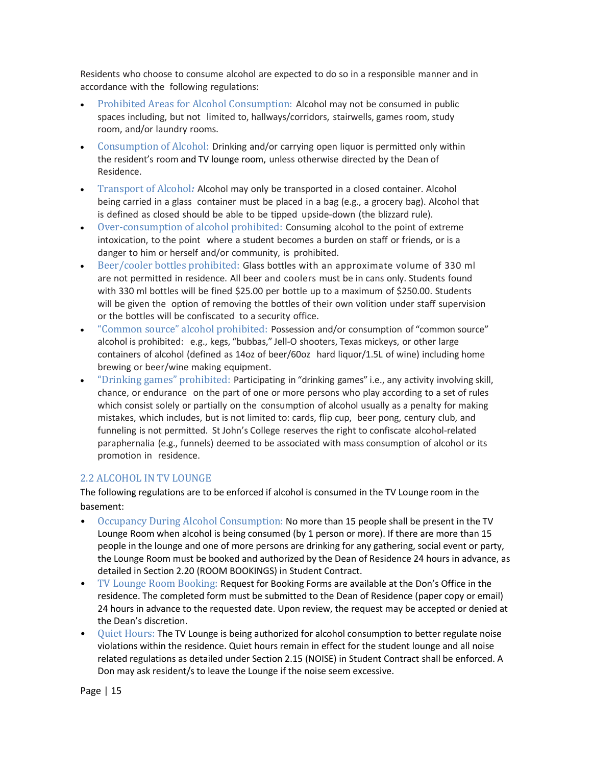Residents who choose to consume alcohol are expected to do so in a responsible manner and in accordance with the following regulations:

- Prohibited Areas for Alcohol Consumption: Alcohol may not be consumed in public spaces including, but not limited to, hallways/corridors, stairwells, games room, study room, and/or laundry rooms.
- Consumption of Alcohol: Drinking and/or carrying open liquor is permitted only within the resident's room and TV lounge room, unless otherwise directed by the Dean of Residence.
- Transport of Alcohol*:* Alcohol may only be transported in a closed container. Alcohol being carried in a glass container must be placed in a bag (e.g., a grocery bag). Alcohol that is defined as closed should be able to be tipped upside-down (the blizzard rule).
- Over-consumption of alcohol prohibited: Consuming alcohol to the point of extreme intoxication, to the point where a student becomes a burden on staff or friends, or is a danger to him or herself and/or community, is prohibited.
- Beer/cooler bottles prohibited: Glass bottles with an approximate volume of 330 ml are not permitted in residence. All beer and coolers must be in cans only. Students found with 330 ml bottles will be fined $25.00 per bottle up to a maximum of $250.00. Students will be given the option of removing the bottles of their own volition under staff supervision or the bottles will be confiscated to a security office.
- "Common source" alcohol prohibited: Possession and/or consumption of "common source" alcohol is prohibited: e.g., kegs, "bubbas," Jell-O shooters, Texas mickeys, or other large containers of alcohol (defined as 14oz of beer/60oz hard liquor/1.5L of wine) including home brewing or beer/wine making equipment.
- "Drinking games" prohibited: Participating in "drinking games" i.e., any activity involving skill, chance, or endurance on the part of one or more persons who play according to a set of rules which consist solely or partially on the consumption of alcohol usually as a penalty for making mistakes, which includes, but is not limited to: cards, flip cup, beer pong, century club, and funneling is not permitted. St John's College reserves the right to confiscate alcohol-related paraphernalia (e.g., funnels) deemed to be associated with mass consumption of alcohol or its promotion in residence.

## 2.2 ALCOHOL IN TV LOUNGE

The following regulations are to be enforced if alcohol is consumed in the TV Lounge room in the basement:

- Occupancy During Alcohol Consumption: No more than 15 people shall be present in the TV Lounge Room when alcohol is being consumed (by 1 person or more). If there are more than 15 people in the lounge and one of more persons are drinking for any gathering, social event or party, the Lounge Room must be booked and authorized by the Dean of Residence 24 hours in advance, as detailed in Section 2.20 (ROOM BOOKINGS) in Student Contract.
- TV Lounge Room Booking: Request for Booking Forms are available at the Don's Office in the residence. The completed form must be submitted to the Dean of Residence (paper copy or email) 24 hours in advance to the requested date. Upon review, the request may be accepted or denied at the Dean's discretion.
- Quiet Hours: The TV Lounge is being authorized for alcohol consumption to better regulate noise violations within the residence. Quiet hours remain in effect for the student lounge and all noise related regulations as detailed under Section 2.15 (NOISE) in Student Contract shall be enforced. A Don may ask resident/s to leave the Lounge if the noise seem excessive.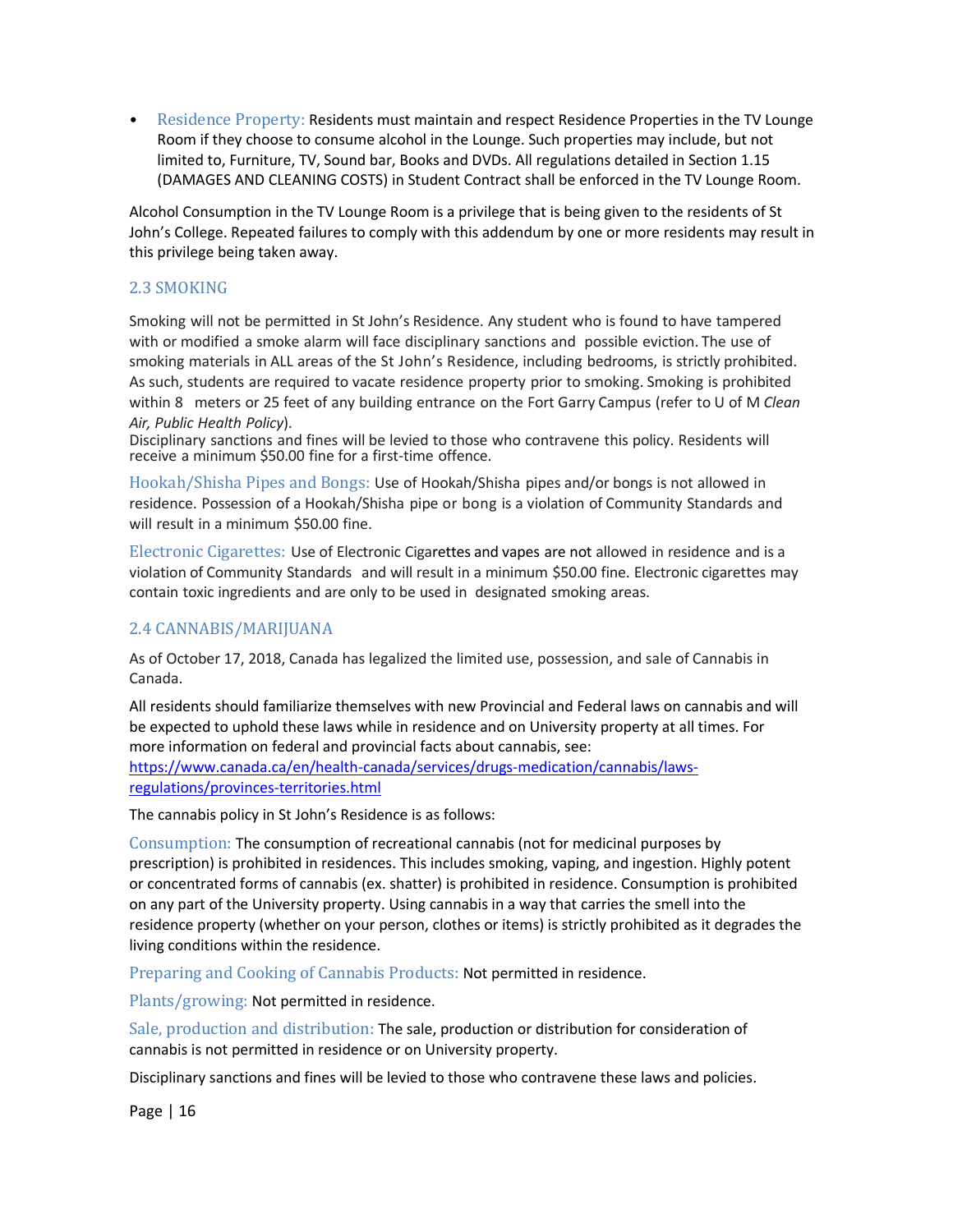- Residence Property: Residents must maintain and respect Residence Properties in the TV Lounge Room if they choose to consume alcohol in the Lounge. Such properties may include, but not limited to, Furniture, TV, Sound bar, Books and DVDs. All regulations detailed in Section 1.15 (DAMAGES AND CLEANING COSTS) in Student Contract shall be enforced in the TV Lounge Room.

Alcohol Consumption in the TV Lounge Room is a privilege that is being given to the residents of St John's College. Repeated failures to comply with this addendum by one or more residents may result in this privilege being taken away.

## 2.3 SMOKING

Smoking will not be permitted in St John's Residence. Any student who is found to have tampered with or modified a smoke alarm will face disciplinary sanctions and possible eviction. The use of smoking materials in ALL areas of the St John's Residence, including bedrooms, is strictly prohibited. As such, students are required to vacate residence property prior to smoking. Smoking is prohibited within 8 meters or 25 feet of any building entrance on the Fort Garry Campus (refer to U of M *Clean Air, Public Health Policy*).
Disciplinary sanctions and fines will be levied to those who contravene this policy. Residents will receive a minimum $50.00 fine for a first-time offence.

Hookah/Shisha Pipes and Bongs: Use of Hookah/Shisha pipes and/or bongs is not allowed in residence. Possession of a Hookah/Shisha pipe or bong is a violation of Community Standards and will result in a minimum $50.00 fine.

Electronic Cigarettes: Use of Electronic Cigarettes and vapes are not allowed in residence and is a violation of Community Standards and will result in a minimum $50.00 fine. Electronic cigarettes may contain toxic ingredients and are only to be used in designated smoking areas.

## 2.4 CANNABIS/MARIJUANA

As of October 17, 2018, Canada has legalized the limited use, possession, and sale of Cannabis in Canada.

All residents should familiarize themselves with new Provincial and Federal laws on cannabis and will be expected to uphold these laws while in residence and on University property at all times. For more information on federal and provincial facts about cannabis, see: https://www.canada.ca/en/health-canada/services/drugs-medication/cannabis/laws-regulations/provinces-territories.html

The cannabis policy in St John's Residence is as follows:

Consumption: The consumption of recreational cannabis (not for medicinal purposes by prescription) is prohibited in residences. This includes smoking, vaping, and ingestion. Highly potent or concentrated forms of cannabis (ex. shatter) is prohibited in residence. Consumption is prohibited on any part of the University property. Using cannabis in a way that carries the smell into the residence property (whether on your person, clothes or items) is strictly prohibited as it degrades the living conditions within the residence.

Preparing and Cooking of Cannabis Products: Not permitted in residence.

Plants/growing: Not permitted in residence.

Sale, production and distribution: The sale, production or distribution for consideration of cannabis is not permitted in residence or on University property.

Disciplinary sanctions and fines will be levied to those who contravene these laws and policies.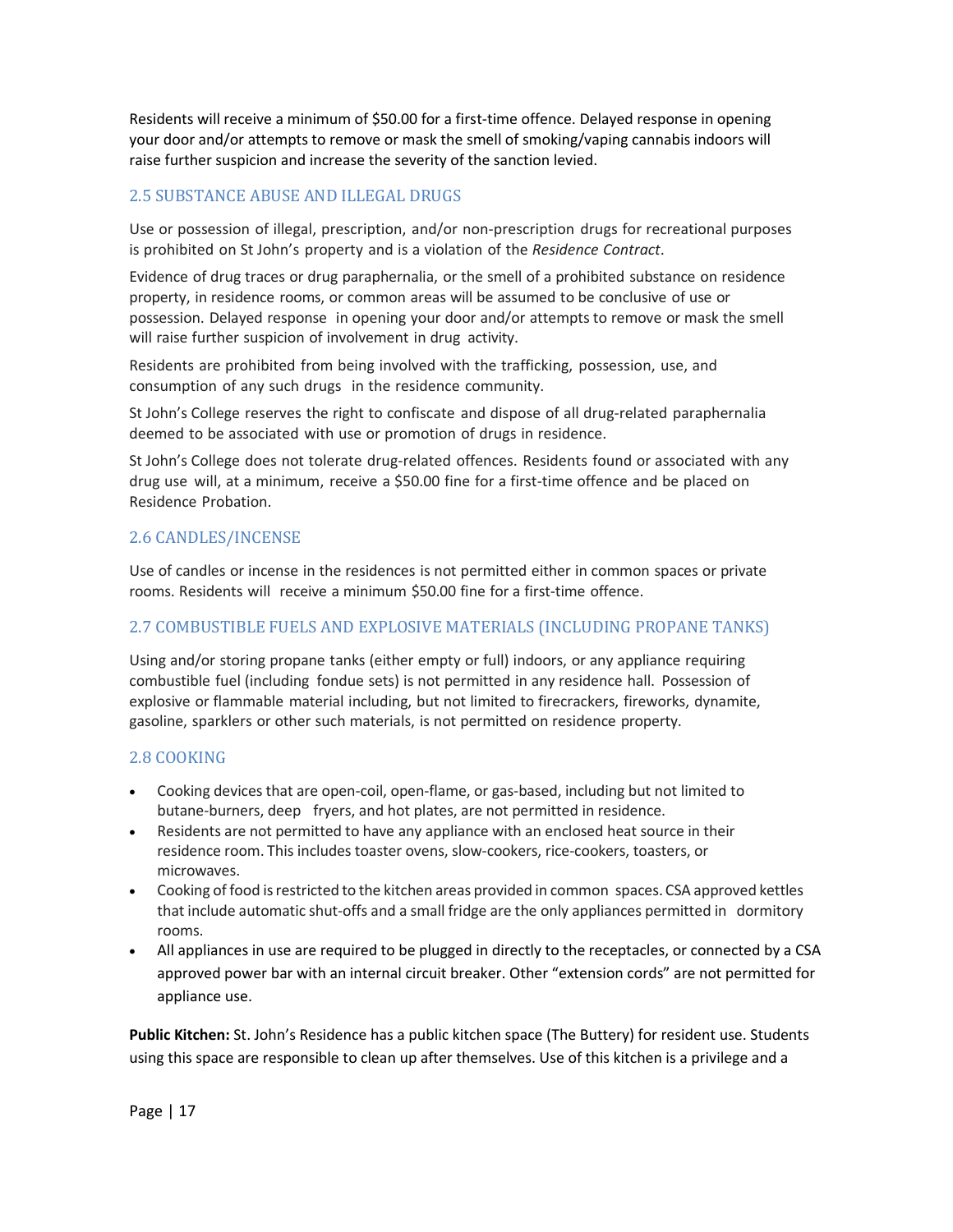Residents will receive a minimum of $50.00 for a first-time offence. Delayed response in opening your door and/or attempts to remove or mask the smell of smoking/vaping cannabis indoors will raise further suspicion and increase the severity of the sanction levied.

## 2.5 SUBSTANCE ABUSE AND ILLEGAL DRUGS

Use or possession of illegal, prescription, and/or non-prescription drugs for recreational purposes is prohibited on St John's property and is a violation of the *Residence Contract*.

Evidence of drug traces or drug paraphernalia, or the smell of a prohibited substance on residence property, in residence rooms, or common areas will be assumed to be conclusive of use or possession. Delayed response in opening your door and/or attempts to remove or mask the smell will raise further suspicion of involvement in drug activity.

Residents are prohibited from being involved with the trafficking, possession, use, and consumption of any such drugs in the residence community.

St John's College reserves the right to confiscate and dispose of all drug-related paraphernalia deemed to be associated with use or promotion of drugs in residence.

St John's College does not tolerate drug-related offences. Residents found or associated with any drug use will, at a minimum, receive a $50.00 fine for a first-time offence and be placed on Residence Probation.

## 2.6 CANDLES/INCENSE

Use of candles or incense in the residences is not permitted either in common spaces or private rooms. Residents will receive a minimum $50.00 fine for a first-time offence.

## 2.7 COMBUSTIBLE FUELS AND EXPLOSIVE MATERIALS (INCLUDING PROPANE TANKS)

Using and/or storing propane tanks (either empty or full) indoors, or any appliance requiring combustible fuel (including fondue sets) is not permitted in any residence hall. Possession of explosive or flammable material including, but not limited to firecrackers, fireworks, dynamite, gasoline, sparklers or other such materials, is not permitted on residence property.

## 2.8 COOKING

- Cooking devices that are open-coil, open-flame, or gas-based, including but not limited to butane-burners, deep fryers, and hot plates, are not permitted in residence.
- Residents are not permitted to have any appliance with an enclosed heat source in their residence room. This includes toaster ovens, slow-cookers, rice-cookers, toasters, or microwaves.
- Cooking of food is restricted to the kitchen areas provided in common spaces. CSA approved kettles that include automatic shut-offs and a small fridge are the only appliances permitted in dormitory rooms.
- All appliances in use are required to be plugged in directly to the receptacles, or connected by a CSA approved power bar with an internal circuit breaker. Other "extension cords" are not permitted for appliance use.

**Public Kitchen:** St. John's Residence has a public kitchen space (The Buttery) for resident use. Students using this space are responsible to clean up after themselves. Use of this kitchen is a privilege and a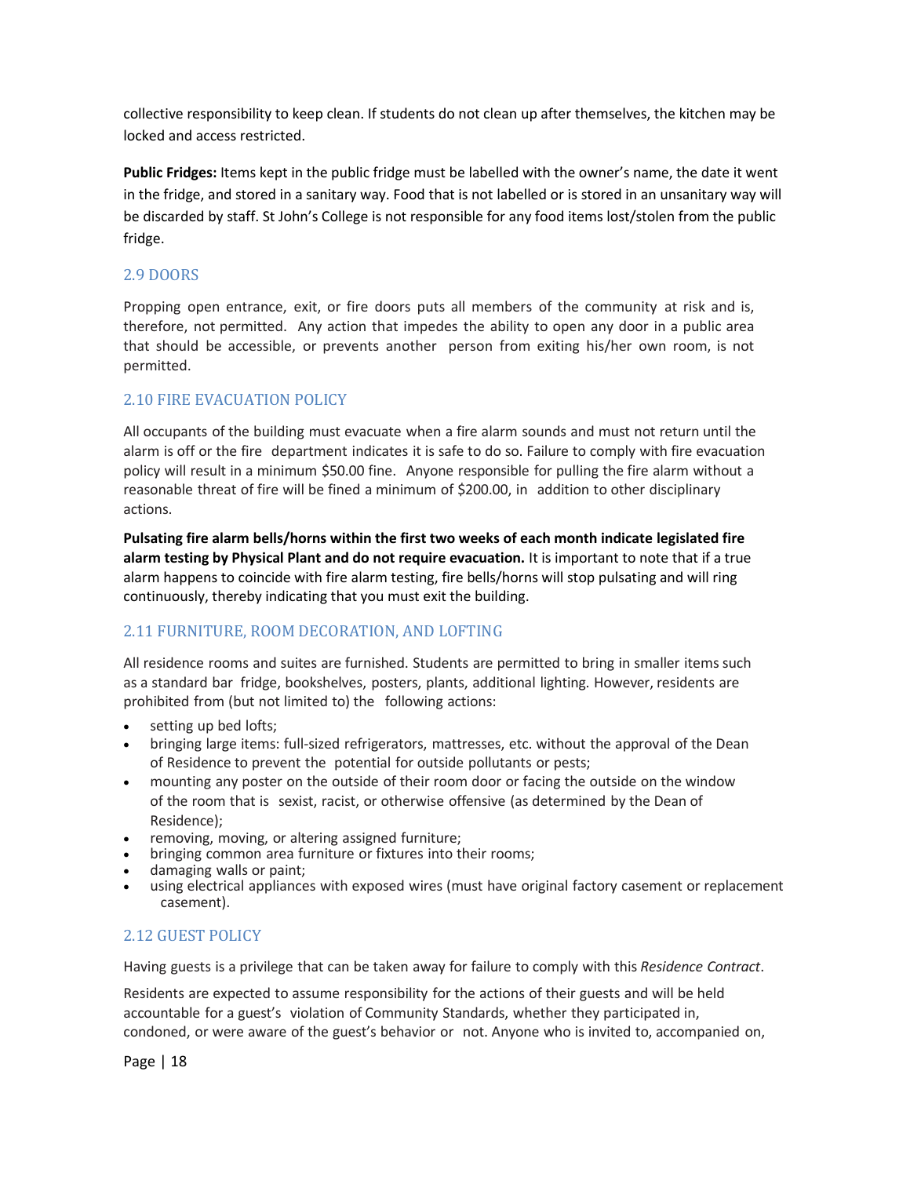collective responsibility to keep clean. If students do not clean up after themselves, the kitchen may be locked and access restricted.

**Public Fridges:** Items kept in the public fridge must be labelled with the owner's name, the date it went in the fridge, and stored in a sanitary way. Food that is not labelled or is stored in an unsanitary way will be discarded by staff. St John's College is not responsible for any food items lost/stolen from the public fridge.

## 2.9 DOORS

Propping open entrance, exit, or fire doors puts all members of the community at risk and is, therefore, not permitted. Any action that impedes the ability to open any door in a public area that should be accessible, or prevents another person from exiting his/her own room, is not permitted.

## 2.10 FIRE EVACUATION POLICY

All occupants of the building must evacuate when a fire alarm sounds and must not return until the alarm is off or the fire department indicates it is safe to do so. Failure to comply with fire evacuation policy will result in a minimum $50.00 fine. Anyone responsible for pulling the fire alarm without a reasonable threat of fire will be fined a minimum of $200.00, in addition to other disciplinary actions.

**Pulsating fire alarm bells/horns within the first two weeks of each month indicate legislated fire alarm testing by Physical Plant and do not require evacuation.** It is important to note that if a true alarm happens to coincide with fire alarm testing, fire bells/horns will stop pulsating and will ring continuously, thereby indicating that you must exit the building.

## 2.11 FURNITURE, ROOM DECORATION, AND LOFTING

All residence rooms and suites are furnished. Students are permitted to bring in smaller items such as a standard bar fridge, bookshelves, posters, plants, additional lighting. However, residents are prohibited from (but not limited to) the following actions:

- setting up bed lofts;
- bringing large items: full-sized refrigerators, mattresses, etc. without the approval of the Dean of Residence to prevent the potential for outside pollutants or pests;
- mounting any poster on the outside of their room door or facing the outside on the window of the room that is sexist, racist, or otherwise offensive (as determined by the Dean of Residence);
- removing, moving, or altering assigned furniture;
- bringing common area furniture or fixtures into their rooms;
- damaging walls or paint;
- using electrical appliances with exposed wires (must have original factory casement or replacement casement).

## 2.12 GUEST POLICY

Having guests is a privilege that can be taken away for failure to comply with this *Residence Contract*.

Residents are expected to assume responsibility for the actions of their guests and will be held accountable for a guest's violation of Community Standards, whether they participated in, condoned, or were aware of the guest's behavior or not. Anyone who is invited to, accompanied on,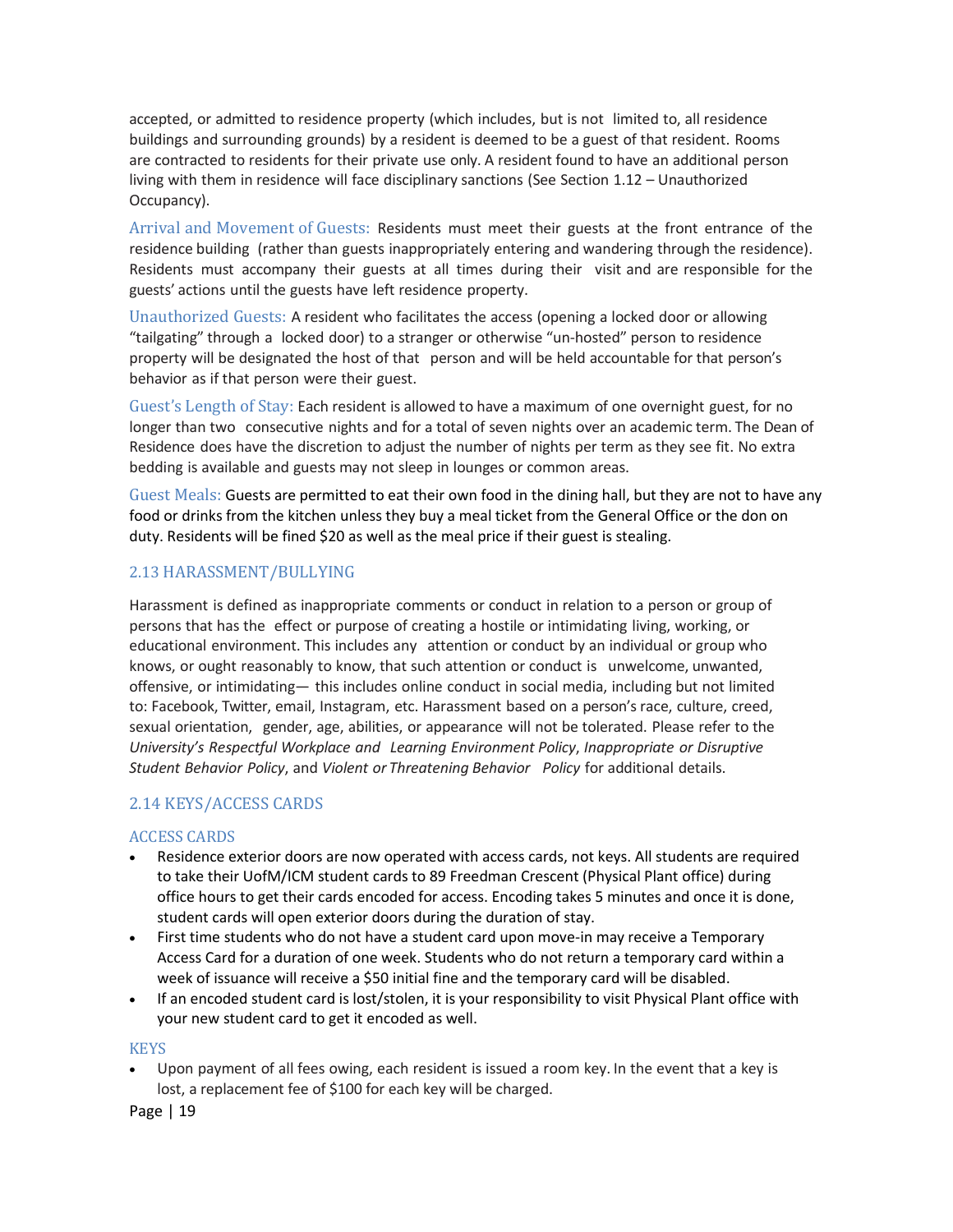accepted, or admitted to residence property (which includes, but is not limited to, all residence buildings and surrounding grounds) by a resident is deemed to be a guest of that resident. Rooms are contracted to residents for their private use only. A resident found to have an additional person living with them in residence will face disciplinary sanctions (See Section 1.12 – Unauthorized Occupancy).

Arrival and Movement of Guests: Residents must meet their guests at the front entrance of the residence building (rather than guests inappropriately entering and wandering through the residence). Residents must accompany their guests at all times during their visit and are responsible for the guests' actions until the guests have left residence property.

Unauthorized Guests: A resident who facilitates the access (opening a locked door or allowing "tailgating" through a locked door) to a stranger or otherwise "un-hosted" person to residence property will be designated the host of that person and will be held accountable for that person's behavior as if that person were their guest.

Guest's Length of Stay: Each resident is allowed to have a maximum of one overnight guest, for no longer than two consecutive nights and for a total of seven nights over an academic term. The Dean of Residence does have the discretion to adjust the number of nights per term as they see fit. No extra bedding is available and guests may not sleep in lounges or common areas.

Guest Meals: Guests are permitted to eat their own food in the dining hall, but they are not to have any food or drinks from the kitchen unless they buy a meal ticket from the General Office or the don on duty. Residents will be fined $20 as well as the meal price if their guest is stealing.

## 2.13 HARASSMENT/BULLYING

Harassment is defined as inappropriate comments or conduct in relation to a person or group of persons that has the effect or purpose of creating a hostile or intimidating living, working, or educational environment. This includes any attention or conduct by an individual or group who knows, or ought reasonably to know, that such attention or conduct is unwelcome, unwanted, offensive, or intimidating— this includes online conduct in social media, including but not limited to: Facebook, Twitter, email, Instagram, etc. Harassment based on a person's race, culture, creed, sexual orientation, gender, age, abilities, or appearance will not be tolerated. Please refer to the *University's Respectful Workplace and Learning Environment Policy*, *Inappropriate or Disruptive Student Behavior Policy*, and *Violent or Threatening Behavior Policy* for additional details.

## 2.14 KEYS/ACCESS CARDS

### ACCESS CARDS

- Residence exterior doors are now operated with access cards, not keys. All students are required to take their UofM/ICM student cards to 89 Freedman Crescent (Physical Plant office) during office hours to get their cards encoded for access. Encoding takes 5 minutes and once it is done, student cards will open exterior doors during the duration of stay.
- First time students who do not have a student card upon move-in may receive a Temporary Access Card for a duration of one week. Students who do not return a temporary card within a week of issuance will receive a $50 initial fine and the temporary card will be disabled.
- If an encoded student card is lost/stolen, it is your responsibility to visit Physical Plant office with your new student card to get it encoded as well.

### KEYS

- Upon payment of all fees owing, each resident is issued a room key. In the event that a key is lost, a replacement fee of $100 for each key will be charged.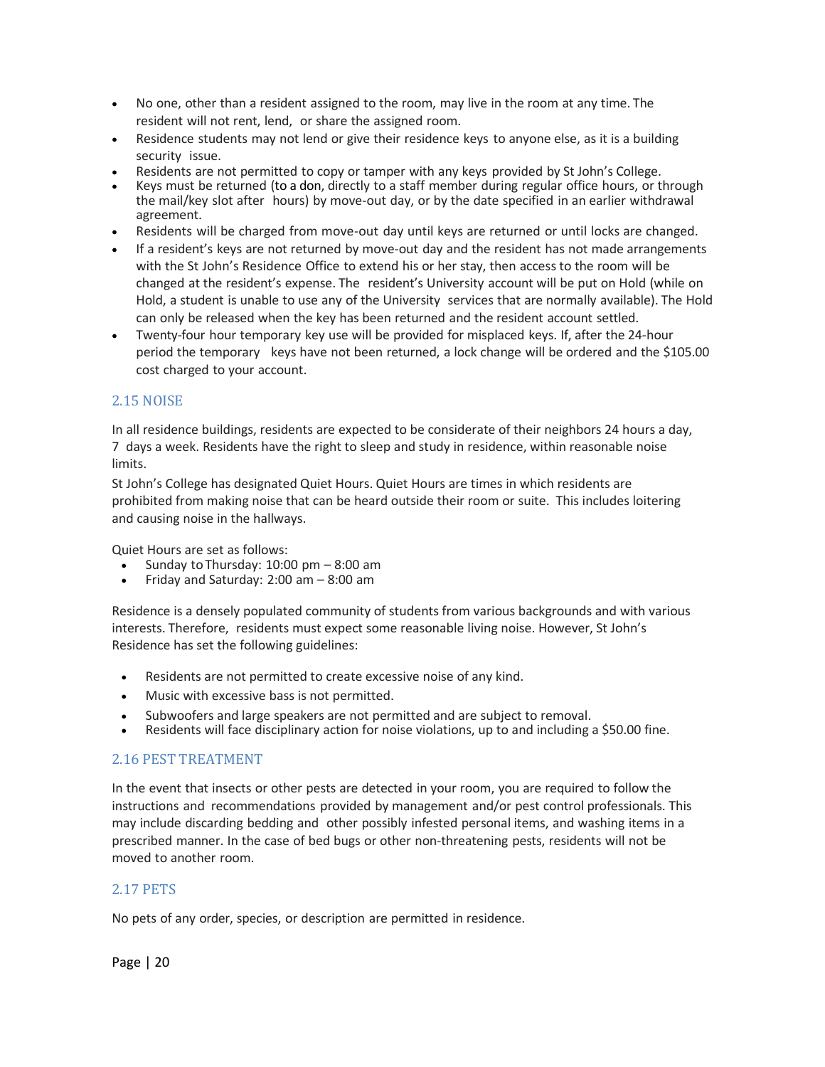- No one, other than a resident assigned to the room, may live in the room at any time. The resident will not rent, lend, or share the assigned room.
- Residence students may not lend or give their residence keys to anyone else, as it is a building security issue.
- Residents are not permitted to copy or tamper with any keys provided by St John's College.
- Keys must be returned (to a don, directly to a staff member during regular office hours, or through the mail/key slot after hours) by move-out day, or by the date specified in an earlier withdrawal agreement.
- Residents will be charged from move-out day until keys are returned or until locks are changed.
- If a resident's keys are not returned by move-out day and the resident has not made arrangements with the St John's Residence Office to extend his or her stay, then access to the room will be changed at the resident's expense. The resident's University account will be put on Hold (while on Hold, a student is unable to use any of the University services that are normally available). The Hold can only be released when the key has been returned and the resident account settled.
- Twenty-four hour temporary key use will be provided for misplaced keys. If, after the 24-hour period the temporary keys have not been returned, a lock change will be ordered and the $105.00 cost charged to your account.

## 2.15 NOISE

In all residence buildings, residents are expected to be considerate of their neighbors 24 hours a day, 7 days a week. Residents have the right to sleep and study in residence, within reasonable noise limits.

St John's College has designated Quiet Hours. Quiet Hours are times in which residents are prohibited from making noise that can be heard outside their room or suite. This includes loitering and causing noise in the hallways.

Quiet Hours are set as follows:

- Sunday to Thursday: 10:00 pm – 8:00 am
- Friday and Saturday: 2:00 am – 8:00 am

Residence is a densely populated community of students from various backgrounds and with various interests. Therefore, residents must expect some reasonable living noise. However, St John's Residence has set the following guidelines:

- Residents are not permitted to create excessive noise of any kind.
- Music with excessive bass is not permitted.
- Subwoofers and large speakers are not permitted and are subject to removal.
- Residents will face disciplinary action for noise violations, up to and including a $50.00 fine.

## 2.16 PEST TREATMENT

In the event that insects or other pests are detected in your room, you are required to follow the instructions and recommendations provided by management and/or pest control professionals. This may include discarding bedding and other possibly infested personal items, and washing items in a prescribed manner. In the case of bed bugs or other non-threatening pests, residents will not be moved to another room.

## 2.17 PETS

No pets of any order, species, or description are permitted in residence.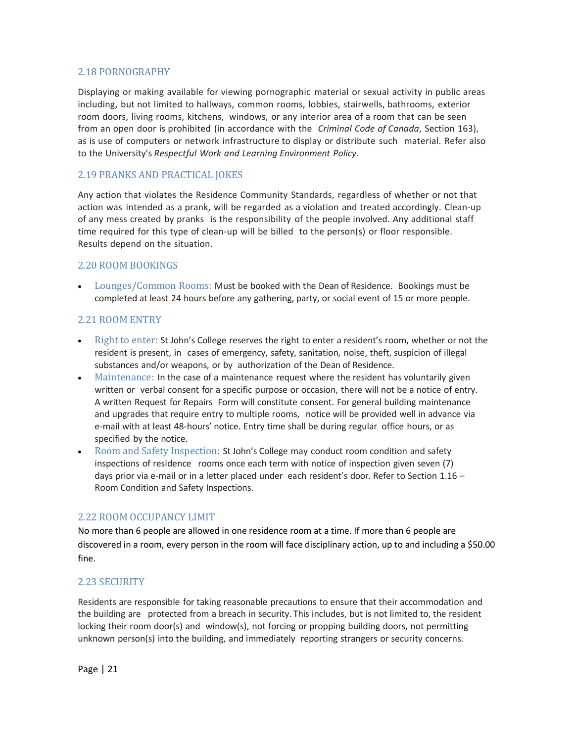## 2.18 PORNOGRAPHY

Displaying or making available for viewing pornographic material or sexual activity in public areas including, but not limited to hallways, common rooms, lobbies, stairwells, bathrooms, exterior room doors, living rooms, kitchens, windows, or any interior area of a room that can be seen from an open door is prohibited (in accordance with the *Criminal Code of Canada*, Section 163), as is use of computers or network infrastructure to display or distribute such material. Refer also to the University's *Respectful Work and Learning Environment Policy.*

## 2.19 PRANKS AND PRACTICAL JOKES

Any action that violates the Residence Community Standards, regardless of whether or not that action was intended as a prank, will be regarded as a violation and treated accordingly. Clean-up of any mess created by pranks is the responsibility of the people involved. Any additional staff time required for this type of clean-up will be billed to the person(s) or floor responsible. Results depend on the situation.

## 2.20 ROOM BOOKINGS

- Lounges/Common Rooms: Must be booked with the Dean of Residence. Bookings must be completed at least 24 hours before any gathering, party, or social event of 15 or more people.

## 2.21 ROOM ENTRY

- Right to enter: St John's College reserves the right to enter a resident's room, whether or not the resident is present, in cases of emergency, safety, sanitation, noise, theft, suspicion of illegal substances and/or weapons, or by authorization of the Dean of Residence.
- Maintenance: In the case of a maintenance request where the resident has voluntarily given written or verbal consent for a specific purpose or occasion, there will not be a notice of entry. A written Request for Repairs Form will constitute consent. For general building maintenance and upgrades that require entry to multiple rooms, notice will be provided well in advance via e-mail with at least 48-hours' notice. Entry time shall be during regular office hours, or as specified by the notice.
- Room and Safety Inspection: St John's College may conduct room condition and safety inspections of residence rooms once each term with notice of inspection given seven (7) days prior via e-mail or in a letter placed under each resident's door. Refer to Section 1.16 – Room Condition and Safety Inspections.

## 2.22 ROOM OCCUPANCY LIMIT

No more than 6 people are allowed in one residence room at a time. If more than 6 people are discovered in a room, every person in the room will face disciplinary action, up to and including a $50.00 fine.

## 2.23 SECURITY

Residents are responsible for taking reasonable precautions to ensure that their accommodation and the building are protected from a breach in security. This includes, but is not limited to, the resident locking their room door(s) and window(s), not forcing or propping building doors, not permitting unknown person(s) into the building, and immediately reporting strangers or security concerns.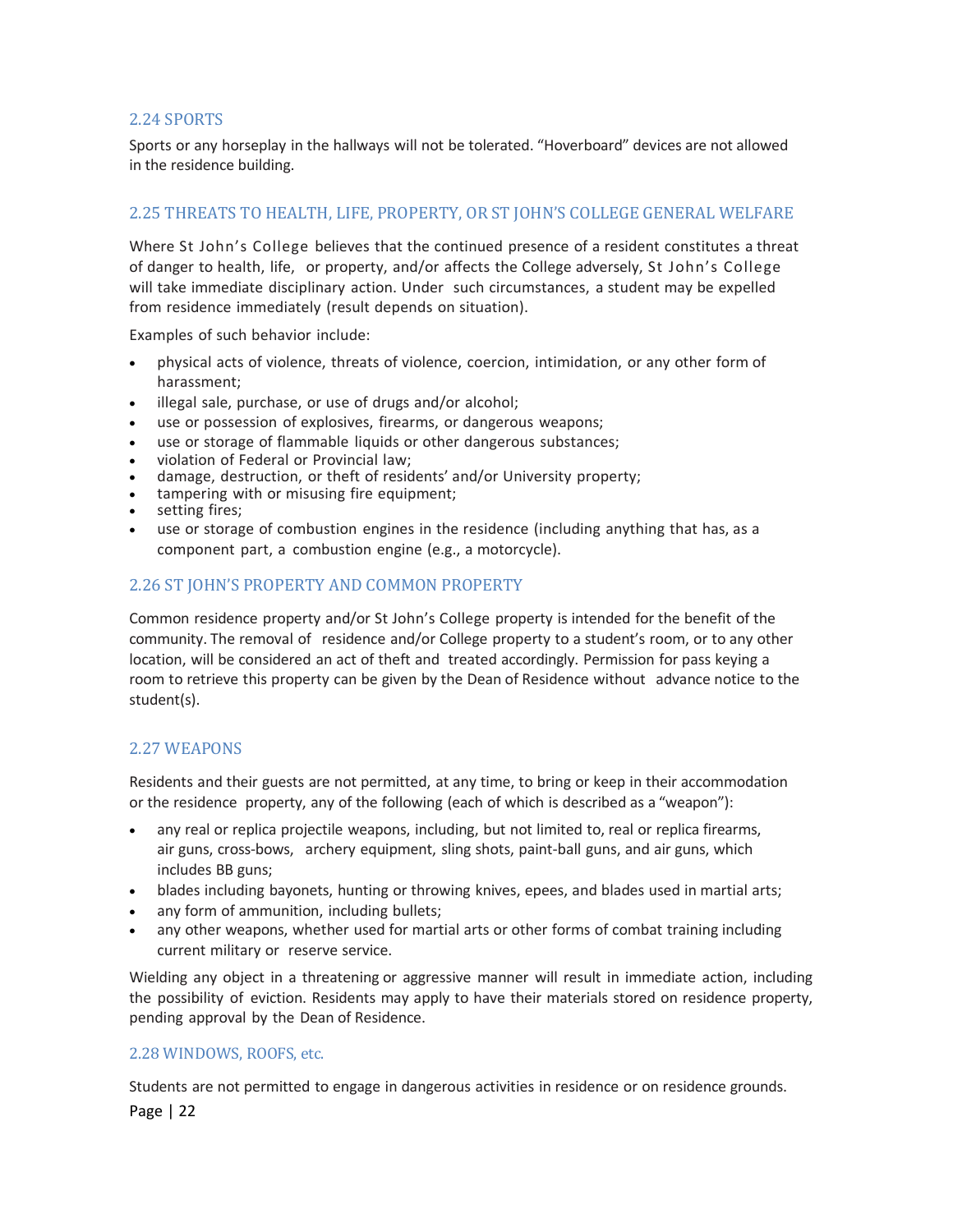### 2.24 SPORTS

Sports or any horseplay in the hallways will not be tolerated. "Hoverboard" devices are not allowed in the residence building.

### 2.25 THREATS TO HEALTH, LIFE, PROPERTY, OR ST JOHN'S COLLEGE GENERAL WELFARE

Where St John's College believes that the continued presence of a resident constitutes a threat of danger to health, life, or property, and/or affects the College adversely, St John's College will take immediate disciplinary action. Under such circumstances, a student may be expelled from residence immediately (result depends on situation).

Examples of such behavior include:

- physical acts of violence, threats of violence, coercion, intimidation, or any other form of harassment;
- illegal sale, purchase, or use of drugs and/or alcohol;
- use or possession of explosives, firearms, or dangerous weapons;
- use or storage of flammable liquids or other dangerous substances;
- violation of Federal or Provincial law;
- damage, destruction, or theft of residents' and/or University property;
- tampering with or misusing fire equipment;
- setting fires;
- use or storage of combustion engines in the residence (including anything that has, as a component part, a combustion engine (e.g., a motorcycle).

### 2.26 ST JOHN'S PROPERTY AND COMMON PROPERTY

Common residence property and/or St John's College property is intended for the benefit of the community. The removal of residence and/or College property to a student's room, or to any other location, will be considered an act of theft and treated accordingly. Permission for pass keying a room to retrieve this property can be given by the Dean of Residence without advance notice to the student(s).

### 2.27 WEAPONS

Residents and their guests are not permitted, at any time, to bring or keep in their accommodation or the residence property, any of the following (each of which is described as a "weapon"):

- any real or replica projectile weapons, including, but not limited to, real or replica firearms, air guns, cross-bows, archery equipment, sling shots, paint-ball guns, and air guns, which includes BB guns;
- blades including bayonets, hunting or throwing knives, epees, and blades used in martial arts;
- any form of ammunition, including bullets;
- any other weapons, whether used for martial arts or other forms of combat training including current military or reserve service.

Wielding any object in a threatening or aggressive manner will result in immediate action, including the possibility of eviction. Residents may apply to have their materials stored on residence property, pending approval by the Dean of Residence.

### 2.28 WINDOWS, ROOFS, etc.

Students are not permitted to engage in dangerous activities in residence or on residence grounds.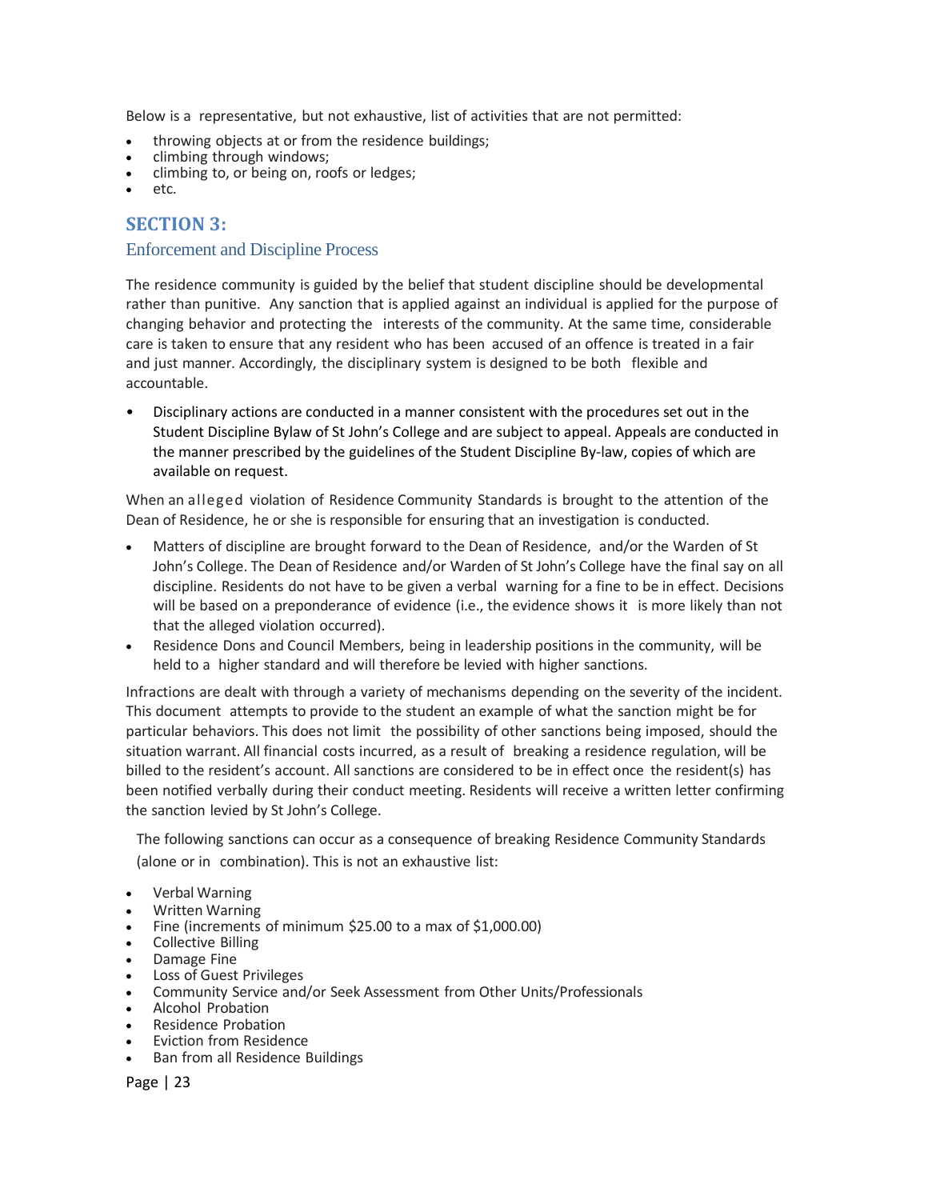Below is a representative, but not exhaustive, list of activities that are not permitted:

- throwing objects at or from the residence buildings;
- climbing through windows;
- climbing to, or being on, roofs or ledges;
- etc.

## SECTION 3:

### Enforcement and Discipline Process

The residence community is guided by the belief that student discipline should be developmental rather than punitive. Any sanction that is applied against an individual is applied for the purpose of changing behavior and protecting the interests of the community. At the same time, considerable care is taken to ensure that any resident who has been accused of an offence is treated in a fair and just manner. Accordingly, the disciplinary system is designed to be both flexible and accountable.

- Disciplinary actions are conducted in a manner consistent with the procedures set out in the Student Discipline Bylaw of St John's College and are subject to appeal. Appeals are conducted in the manner prescribed by the guidelines of the Student Discipline By-law, copies of which are available on request.

When an alleged violation of Residence Community Standards is brought to the attention of the Dean of Residence, he or she is responsible for ensuring that an investigation is conducted.

- Matters of discipline are brought forward to the Dean of Residence, and/or the Warden of St John's College. The Dean of Residence and/or Warden of St John's College have the final say on all discipline. Residents do not have to be given a verbal warning for a fine to be in effect. Decisions will be based on a preponderance of evidence (i.e., the evidence shows it is more likely than not that the alleged violation occurred).
- Residence Dons and Council Members, being in leadership positions in the community, will be held to a higher standard and will therefore be levied with higher sanctions.

Infractions are dealt with through a variety of mechanisms depending on the severity of the incident. This document attempts to provide to the student an example of what the sanction might be for particular behaviors. This does not limit the possibility of other sanctions being imposed, should the situation warrant. All financial costs incurred, as a result of breaking a residence regulation, will be billed to the resident's account. All sanctions are considered to be in effect once the resident(s) has been notified verbally during their conduct meeting. Residents will receive a written letter confirming the sanction levied by St John's College.

The following sanctions can occur as a consequence of breaking Residence Community Standards (alone or in combination). This is not an exhaustive list:

- Verbal Warning
- Written Warning
- Fine (increments of minimum $25.00 to a max of $1,000.00)
- Collective Billing
- Damage Fine
- Loss of Guest Privileges
- Community Service and/or Seek Assessment from Other Units/Professionals
- Alcohol Probation
- Residence Probation
- Eviction from Residence
- Ban from all Residence Buildings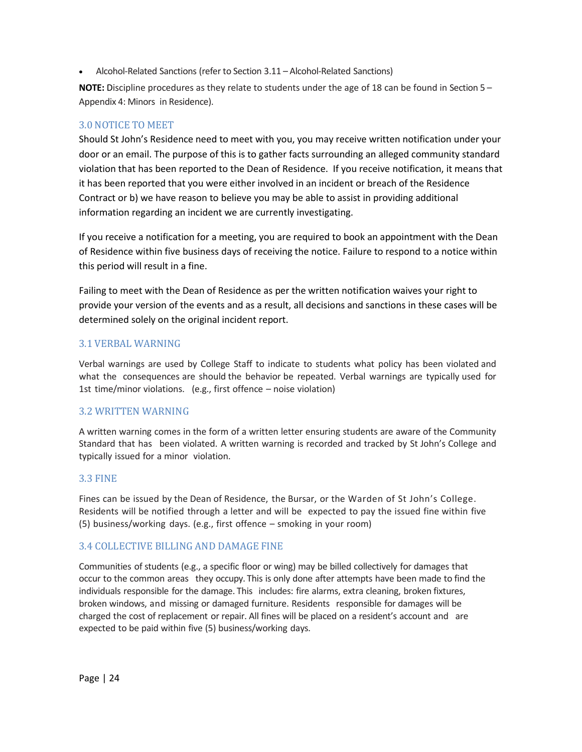- Alcohol-Related Sanctions (refer to Section 3.11 – Alcohol-Related Sanctions)

**NOTE:** Discipline procedures as they relate to students under the age of 18 can be found in Section 5 – Appendix 4: Minors in Residence).

## 3.0 NOTICE TO MEET

Should St John's Residence need to meet with you, you may receive written notification under your door or an email. The purpose of this is to gather facts surrounding an alleged community standard violation that has been reported to the Dean of Residence. If you receive notification, it means that it has been reported that you were either involved in an incident or breach of the Residence Contract or b) we have reason to believe you may be able to assist in providing additional information regarding an incident we are currently investigating.

If you receive a notification for a meeting, you are required to book an appointment with the Dean of Residence within five business days of receiving the notice. Failure to respond to a notice within this period will result in a fine.

Failing to meet with the Dean of Residence as per the written notification waives your right to provide your version of the events and as a result, all decisions and sanctions in these cases will be determined solely on the original incident report.

## 3.1 VERBAL WARNING

Verbal warnings are used by College Staff to indicate to students what policy has been violated and what the consequences are should the behavior be repeated. Verbal warnings are typically used for 1st time/minor violations. (e.g., first offence – noise violation)

## 3.2 WRITTEN WARNING

A written warning comes in the form of a written letter ensuring students are aware of the Community Standard that has been violated. A written warning is recorded and tracked by St John's College and typically issued for a minor violation.

## 3.3 FINE

Fines can be issued by the Dean of Residence, the Bursar, or the Warden of St John's College. Residents will be notified through a letter and will be expected to pay the issued fine within five (5) business/working days. (e.g., first offence – smoking in your room)

## 3.4 COLLECTIVE BILLING AND DAMAGE FINE

Communities of students (e.g., a specific floor or wing) may be billed collectively for damages that occur to the common areas they occupy. This is only done after attempts have been made to find the individuals responsible for the damage. This includes: fire alarms, extra cleaning, broken fixtures, broken windows, and missing or damaged furniture. Residents responsible for damages will be charged the cost of replacement or repair. All fines will be placed on a resident's account and are expected to be paid within five (5) business/working days.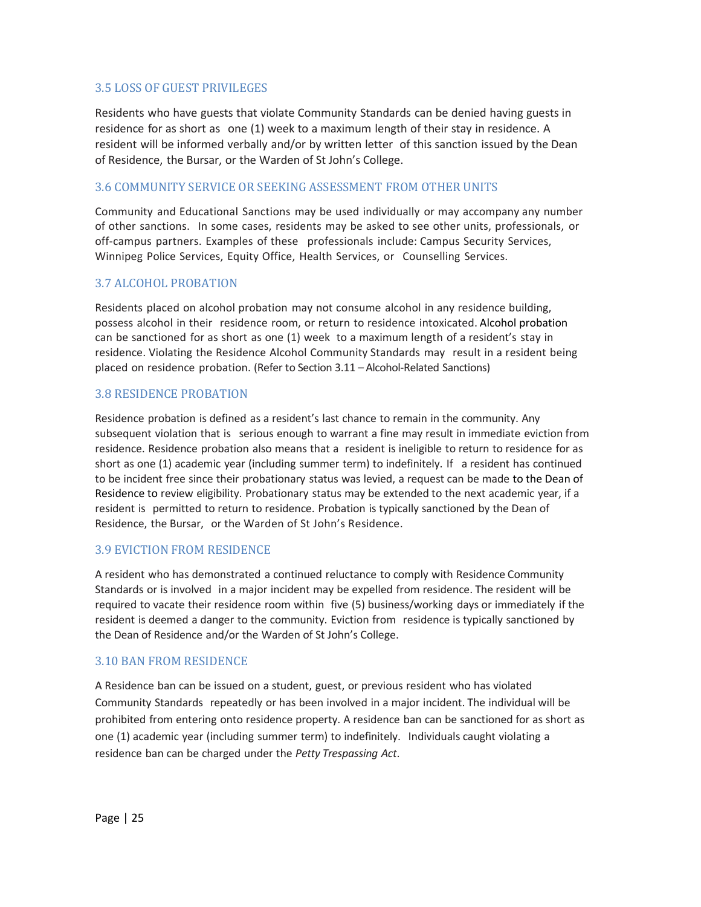### 3.5 LOSS OF GUEST PRIVILEGES

Residents who have guests that violate Community Standards can be denied having guests in residence for as short as one (1) week to a maximum length of their stay in residence. A resident will be informed verbally and/or by written letter of this sanction issued by the Dean of Residence, the Bursar, or the Warden of St John's College.

### 3.6 COMMUNITY SERVICE OR SEEKING ASSESSMENT FROM OTHER UNITS

Community and Educational Sanctions may be used individually or may accompany any number of other sanctions. In some cases, residents may be asked to see other units, professionals, or off-campus partners. Examples of these professionals include: Campus Security Services, Winnipeg Police Services, Equity Office, Health Services, or Counselling Services.

### 3.7 ALCOHOL PROBATION

Residents placed on alcohol probation may not consume alcohol in any residence building, possess alcohol in their residence room, or return to residence intoxicated. Alcohol probation can be sanctioned for as short as one (1) week to a maximum length of a resident's stay in residence. Violating the Residence Alcohol Community Standards may result in a resident being placed on residence probation. (Refer to Section 3.11 – Alcohol-Related Sanctions)

### 3.8 RESIDENCE PROBATION

Residence probation is defined as a resident's last chance to remain in the community. Any subsequent violation that is serious enough to warrant a fine may result in immediate eviction from residence. Residence probation also means that a resident is ineligible to return to residence for as short as one (1) academic year (including summer term) to indefinitely. If a resident has continued to be incident free since their probationary status was levied, a request can be made to the Dean of Residence to review eligibility. Probationary status may be extended to the next academic year, if a resident is permitted to return to residence. Probation is typically sanctioned by the Dean of Residence, the Bursar, or the Warden of St John's Residence.

### 3.9 EVICTION FROM RESIDENCE

A resident who has demonstrated a continued reluctance to comply with Residence Community Standards or is involved in a major incident may be expelled from residence. The resident will be required to vacate their residence room within five (5) business/working days or immediately if the resident is deemed a danger to the community. Eviction from residence is typically sanctioned by the Dean of Residence and/or the Warden of St John's College.

### 3.10 BAN FROM RESIDENCE

A Residence ban can be issued on a student, guest, or previous resident who has violated Community Standards repeatedly or has been involved in a major incident. The individual will be prohibited from entering onto residence property. A residence ban can be sanctioned for as short as one (1) academic year (including summer term) to indefinitely. Individuals caught violating a residence ban can be charged under the *Petty Trespassing Act*.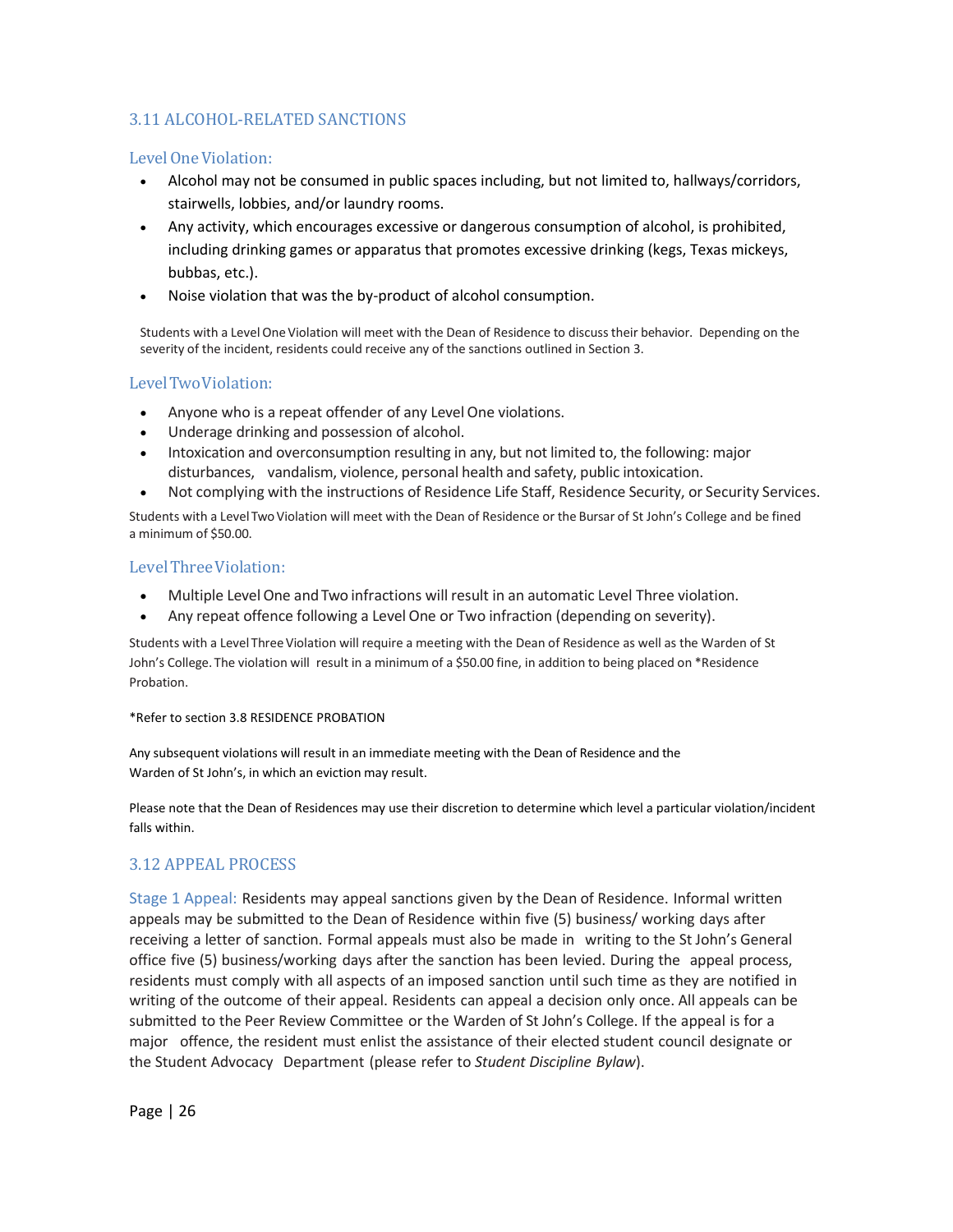## 3.11 ALCOHOL-RELATED SANCTIONS

### Level One Violation:

- Alcohol may not be consumed in public spaces including, but not limited to, hallways/corridors, stairwells, lobbies, and/or laundry rooms.
- Any activity, which encourages excessive or dangerous consumption of alcohol, is prohibited, including drinking games or apparatus that promotes excessive drinking (kegs, Texas mickeys, bubbas, etc.).
- Noise violation that was the by-product of alcohol consumption.

Students with a Level One Violation will meet with the Dean of Residence to discuss their behavior. Depending on the severity of the incident, residents could receive any of the sanctions outlined in Section 3.

### Level Two Violation:

- Anyone who is a repeat offender of any Level One violations.
- Underage drinking and possession of alcohol.
- Intoxication and overconsumption resulting in any, but not limited to, the following: major disturbances, vandalism, violence, personal health and safety, public intoxication.
- Not complying with the instructions of Residence Life Staff, Residence Security, or Security Services.

Students with a Level Two Violation will meet with the Dean of Residence or the Bursar of St John's College and be fined a minimum of $50.00.

### Level Three Violation:

- Multiple Level One and Two infractions will result in an automatic Level Three violation.
- Any repeat offence following a Level One or Two infraction (depending on severity).

Students with a Level Three Violation will require a meeting with the Dean of Residence as well as the Warden of St John's College. The violation will result in a minimum of a $50.00 fine, in addition to being placed on *Residence Probation.

*Refer to section 3.8 RESIDENCE PROBATION

Any subsequent violations will result in an immediate meeting with the Dean of Residence and the Warden of St John's, in which an eviction may result.

Please note that the Dean of Residences may use their discretion to determine which level a particular violation/incident falls within.

## 3.12 APPEAL PROCESS

Stage 1 Appeal: Residents may appeal sanctions given by the Dean of Residence. Informal written appeals may be submitted to the Dean of Residence within five (5) business/ working days after receiving a letter of sanction. Formal appeals must also be made in writing to the St John's General office five (5) business/working days after the sanction has been levied. During the appeal process, residents must comply with all aspects of an imposed sanction until such time as they are notified in writing of the outcome of their appeal. Residents can appeal a decision only once. All appeals can be submitted to the Peer Review Committee or the Warden of St John's College. If the appeal is for a major offence, the resident must enlist the assistance of their elected student council designate or the Student Advocacy Department (please refer to *Student Discipline Bylaw*).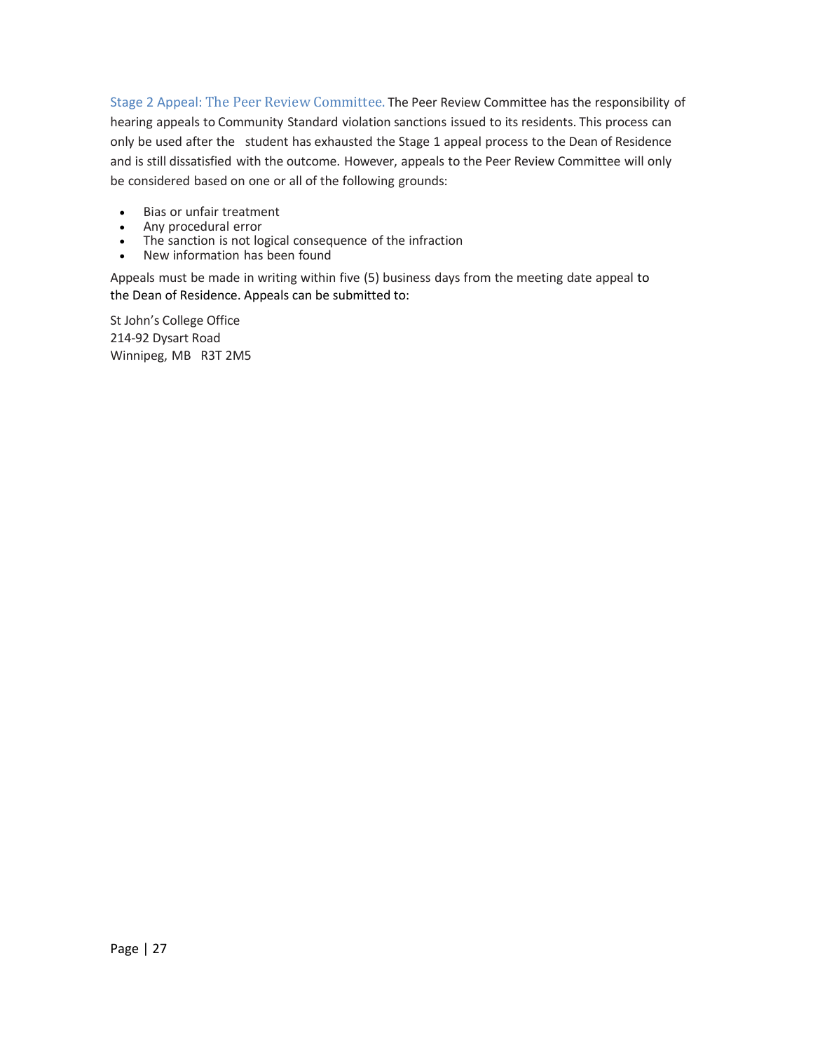**Stage 2 Appeal: The Peer Review Committee.** The Peer Review Committee has the responsibility of hearing appeals to Community Standard violation sanctions issued to its residents. This process can only be used after the student has exhausted the Stage 1 appeal process to the Dean of Residence and is still dissatisfied with the outcome. However, appeals to the Peer Review Committee will only be considered based on one or all of the following grounds:

- Bias or unfair treatment
- Any procedural error
- The sanction is not logical consequence of the infraction
- New information has been found

Appeals must be made in writing within five (5) business days from the meeting date appeal to the Dean of Residence. Appeals can be submitted to:

St John's College Office  
214-92 Dysart Road  
Winnipeg, MB R3T 2M5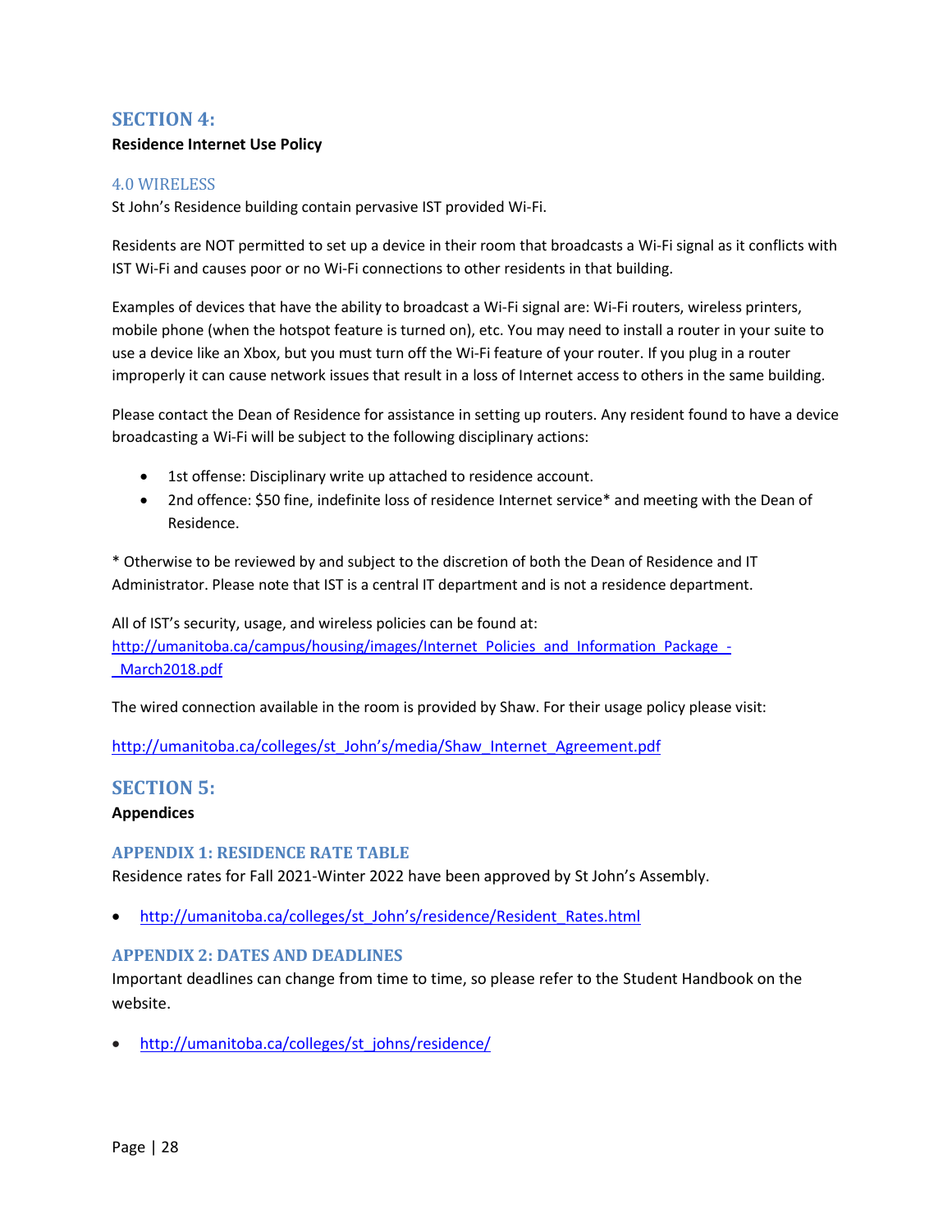## SECTION 4:

**Residence Internet Use Policy**

### 4.0 WIRELESS

St John's Residence building contain pervasive IST provided Wi-Fi.

Residents are NOT permitted to set up a device in their room that broadcasts a Wi-Fi signal as it conflicts with IST Wi-Fi and causes poor or no Wi-Fi connections to other residents in that building.

Examples of devices that have the ability to broadcast a Wi-Fi signal are: Wi-Fi routers, wireless printers, mobile phone (when the hotspot feature is turned on), etc. You may need to install a router in your suite to use a device like an Xbox, but you must turn off the Wi-Fi feature of your router. If you plug in a router improperly it can cause network issues that result in a loss of Internet access to others in the same building.

Please contact the Dean of Residence for assistance in setting up routers. Any resident found to have a device broadcasting a Wi-Fi will be subject to the following disciplinary actions:

- 1st offense: Disciplinary write up attached to residence account.
- 2nd offence: $50 fine, indefinite loss of residence Internet service* and meeting with the Dean of Residence.

* Otherwise to be reviewed by and subject to the discretion of both the Dean of Residence and IT Administrator. Please note that IST is a central IT department and is not a residence department.

All of IST's security, usage, and wireless policies can be found at:
http://umanitoba.ca/campus/housing/images/Internet_Policies_and_Information_Package_-_March2018.pdf

The wired connection available in the room is provided by Shaw. For their usage policy please visit:

http://umanitoba.ca/colleges/st_John's/media/Shaw_Internet_Agreement.pdf

## SECTION 5:

**Appendices**

### APPENDIX 1: RESIDENCE RATE TABLE

Residence rates for Fall 2021-Winter 2022 have been approved by St John's Assembly.

- http://umanitoba.ca/colleges/st_John's/residence/Resident_Rates.html

### APPENDIX 2: DATES AND DEADLINES

Important deadlines can change from time to time, so please refer to the Student Handbook on the website.

- http://umanitoba.ca/colleges/st_johns/residence/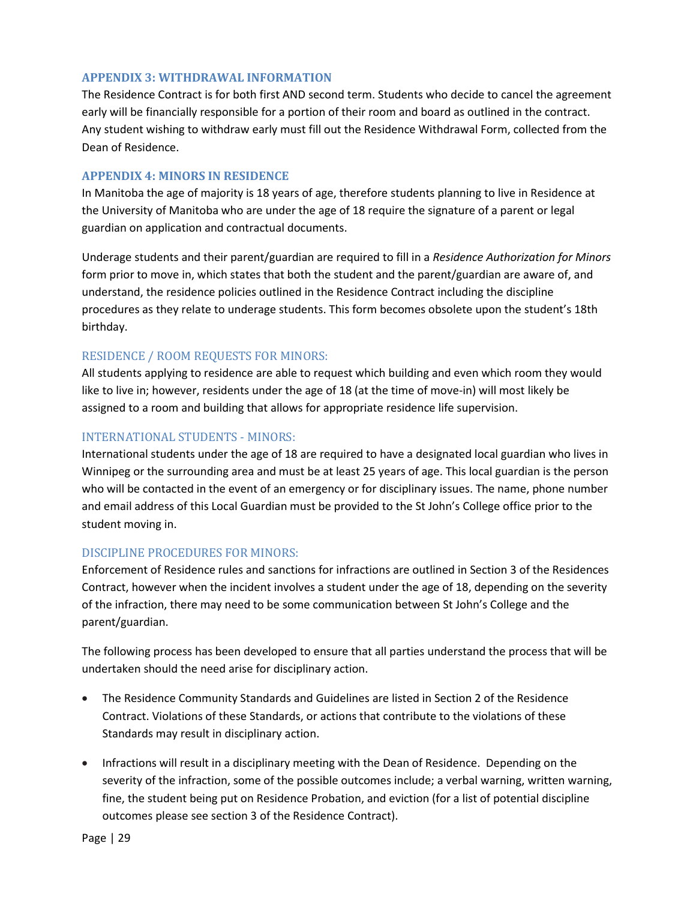## APPENDIX 3: WITHDRAWAL INFORMATION

The Residence Contract is for both first AND second term. Students who decide to cancel the agreement early will be financially responsible for a portion of their room and board as outlined in the contract. Any student wishing to withdraw early must fill out the Residence Withdrawal Form, collected from the Dean of Residence.

## APPENDIX 4: MINORS IN RESIDENCE

In Manitoba the age of majority is 18 years of age, therefore students planning to live in Residence at the University of Manitoba who are under the age of 18 require the signature of a parent or legal guardian on application and contractual documents.

Underage students and their parent/guardian are required to fill in a *Residence Authorization for Minors* form prior to move in, which states that both the student and the parent/guardian are aware of, and understand, the residence policies outlined in the Residence Contract including the discipline procedures as they relate to underage students. This form becomes obsolete upon the student's 18th birthday.

### RESIDENCE / ROOM REQUESTS FOR MINORS:

All students applying to residence are able to request which building and even which room they would like to live in; however, residents under the age of 18 (at the time of move-in) will most likely be assigned to a room and building that allows for appropriate residence life supervision.

### INTERNATIONAL STUDENTS - MINORS:

International students under the age of 18 are required to have a designated local guardian who lives in Winnipeg or the surrounding area and must be at least 25 years of age. This local guardian is the person who will be contacted in the event of an emergency or for disciplinary issues. The name, phone number and email address of this Local Guardian must be provided to the St John's College office prior to the student moving in.

### DISCIPLINE PROCEDURES FOR MINORS:

Enforcement of Residence rules and sanctions for infractions are outlined in Section 3 of the Residences Contract, however when the incident involves a student under the age of 18, depending on the severity of the infraction, there may need to be some communication between St John's College and the parent/guardian.

The following process has been developed to ensure that all parties understand the process that will be undertaken should the need arise for disciplinary action.

- The Residence Community Standards and Guidelines are listed in Section 2 of the Residence Contract. Violations of these Standards, or actions that contribute to the violations of these Standards may result in disciplinary action.
- Infractions will result in a disciplinary meeting with the Dean of Residence. Depending on the severity of the infraction, some of the possible outcomes include; a verbal warning, written warning, fine, the student being put on Residence Probation, and eviction (for a list of potential discipline outcomes please see section 3 of the Residence Contract).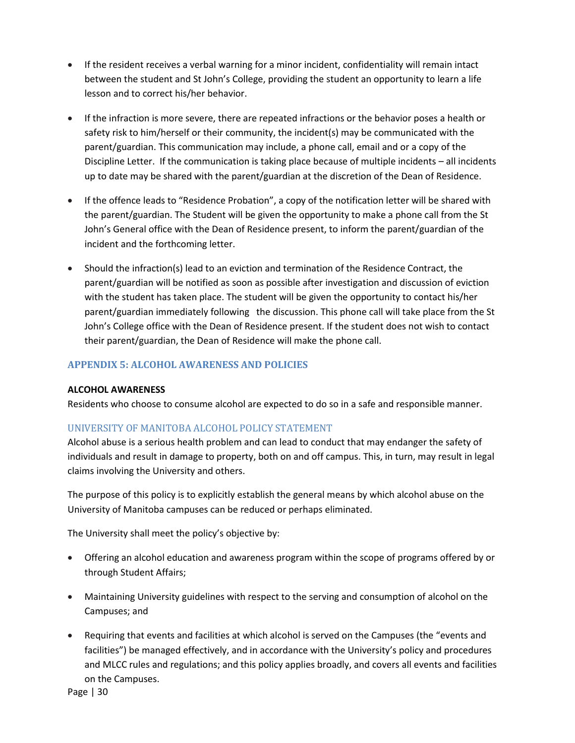- If the resident receives a verbal warning for a minor incident, confidentiality will remain intact between the student and St John's College, providing the student an opportunity to learn a life lesson and to correct his/her behavior.

- If the infraction is more severe, there are repeated infractions or the behavior poses a health or safety risk to him/herself or their community, the incident(s) may be communicated with the parent/guardian. This communication may include, a phone call, email and or a copy of the Discipline Letter. If the communication is taking place because of multiple incidents – all incidents up to date may be shared with the parent/guardian at the discretion of the Dean of Residence.

- If the offence leads to "Residence Probation", a copy of the notification letter will be shared with the parent/guardian. The Student will be given the opportunity to make a phone call from the St John's General office with the Dean of Residence present, to inform the parent/guardian of the incident and the forthcoming letter.

- Should the infraction(s) lead to an eviction and termination of the Residence Contract, the parent/guardian will be notified as soon as possible after investigation and discussion of eviction with the student has taken place. The student will be given the opportunity to contact his/her parent/guardian immediately following the discussion. This phone call will take place from the St John's College office with the Dean of Residence present. If the student does not wish to contact their parent/guardian, the Dean of Residence will make the phone call.

## APPENDIX 5: ALCOHOL AWARENESS AND POLICIES

**ALCOHOL AWARENESS**

Residents who choose to consume alcohol are expected to do so in a safe and responsible manner.

### UNIVERSITY OF MANITOBA ALCOHOL POLICY STATEMENT

Alcohol abuse is a serious health problem and can lead to conduct that may endanger the safety of individuals and result in damage to property, both on and off campus. This, in turn, may result in legal claims involving the University and others.

The purpose of this policy is to explicitly establish the general means by which alcohol abuse on the University of Manitoba campuses can be reduced or perhaps eliminated.

The University shall meet the policy's objective by:

- Offering an alcohol education and awareness program within the scope of programs offered by or through Student Affairs;

- Maintaining University guidelines with respect to the serving and consumption of alcohol on the Campuses; and

- Requiring that events and facilities at which alcohol is served on the Campuses (the "events and facilities") be managed effectively, and in accordance with the University's policy and procedures and MLCC rules and regulations; and this policy applies broadly, and covers all events and facilities on the Campuses.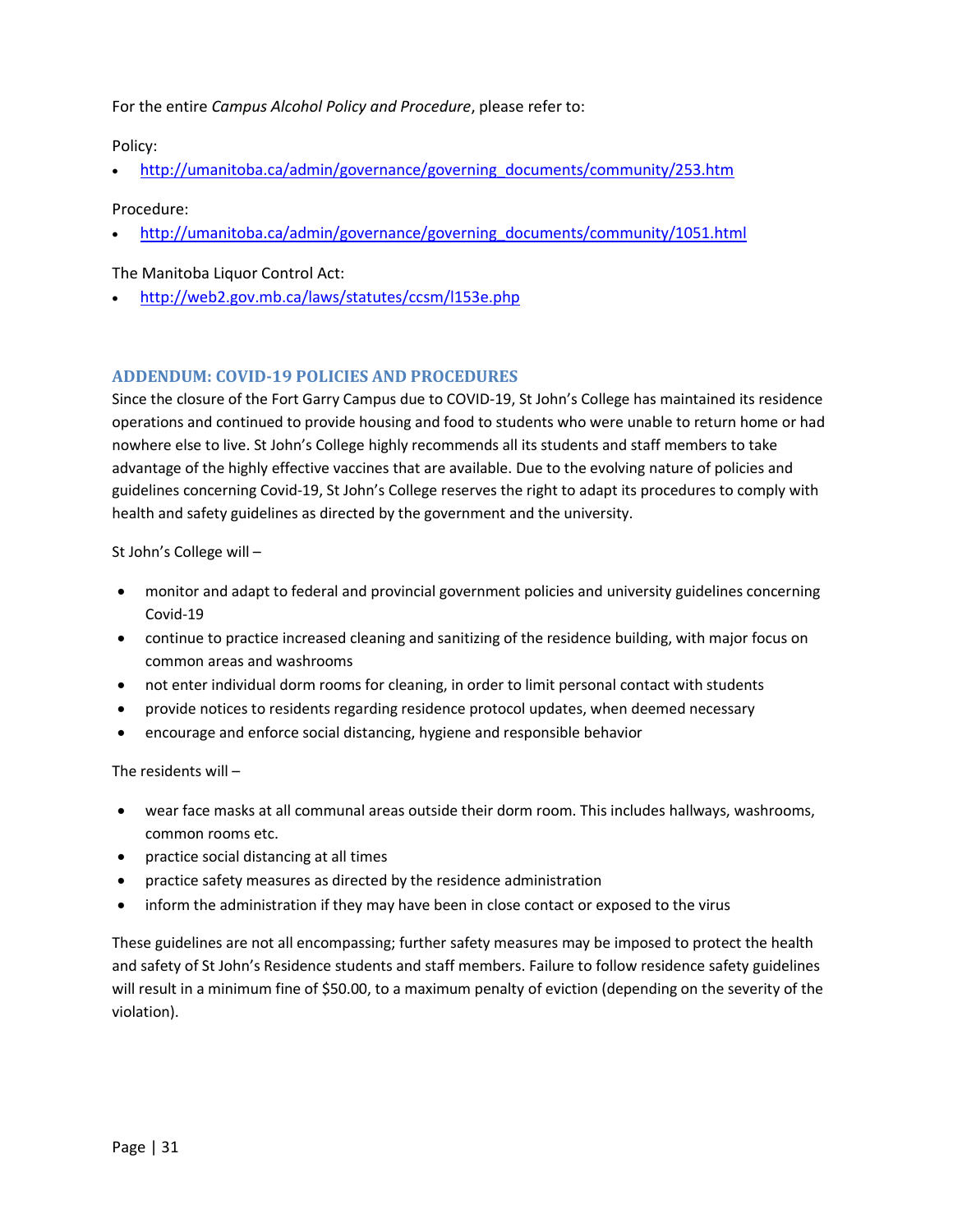For the entire *Campus Alcohol Policy and Procedure*, please refer to:

Policy:

- http://umanitoba.ca/admin/governance/governing_documents/community/253.htm

Procedure:

- http://umanitoba.ca/admin/governance/governing_documents/community/1051.html

The Manitoba Liquor Control Act:

- http://web2.gov.mb.ca/laws/statutes/ccsm/l153e.php

## ADDENDUM: COVID-19 POLICIES AND PROCEDURES

Since the closure of the Fort Garry Campus due to COVID-19, St John's College has maintained its residence operations and continued to provide housing and food to students who were unable to return home or had nowhere else to live. St John's College highly recommends all its students and staff members to take advantage of the highly effective vaccines that are available. Due to the evolving nature of policies and guidelines concerning Covid-19, St John's College reserves the right to adapt its procedures to comply with health and safety guidelines as directed by the government and the university.

St John's College will –

- monitor and adapt to federal and provincial government policies and university guidelines concerning Covid-19
- continue to practice increased cleaning and sanitizing of the residence building, with major focus on common areas and washrooms
- not enter individual dorm rooms for cleaning, in order to limit personal contact with students
- provide notices to residents regarding residence protocol updates, when deemed necessary
- encourage and enforce social distancing, hygiene and responsible behavior

The residents will –

- wear face masks at all communal areas outside their dorm room. This includes hallways, washrooms, common rooms etc.
- practice social distancing at all times
- practice safety measures as directed by the residence administration
- inform the administration if they may have been in close contact or exposed to the virus

These guidelines are not all encompassing; further safety measures may be imposed to protect the health and safety of St John's Residence students and staff members. Failure to follow residence safety guidelines will result in a minimum fine of $50.00, to a maximum penalty of eviction (depending on the severity of the violation).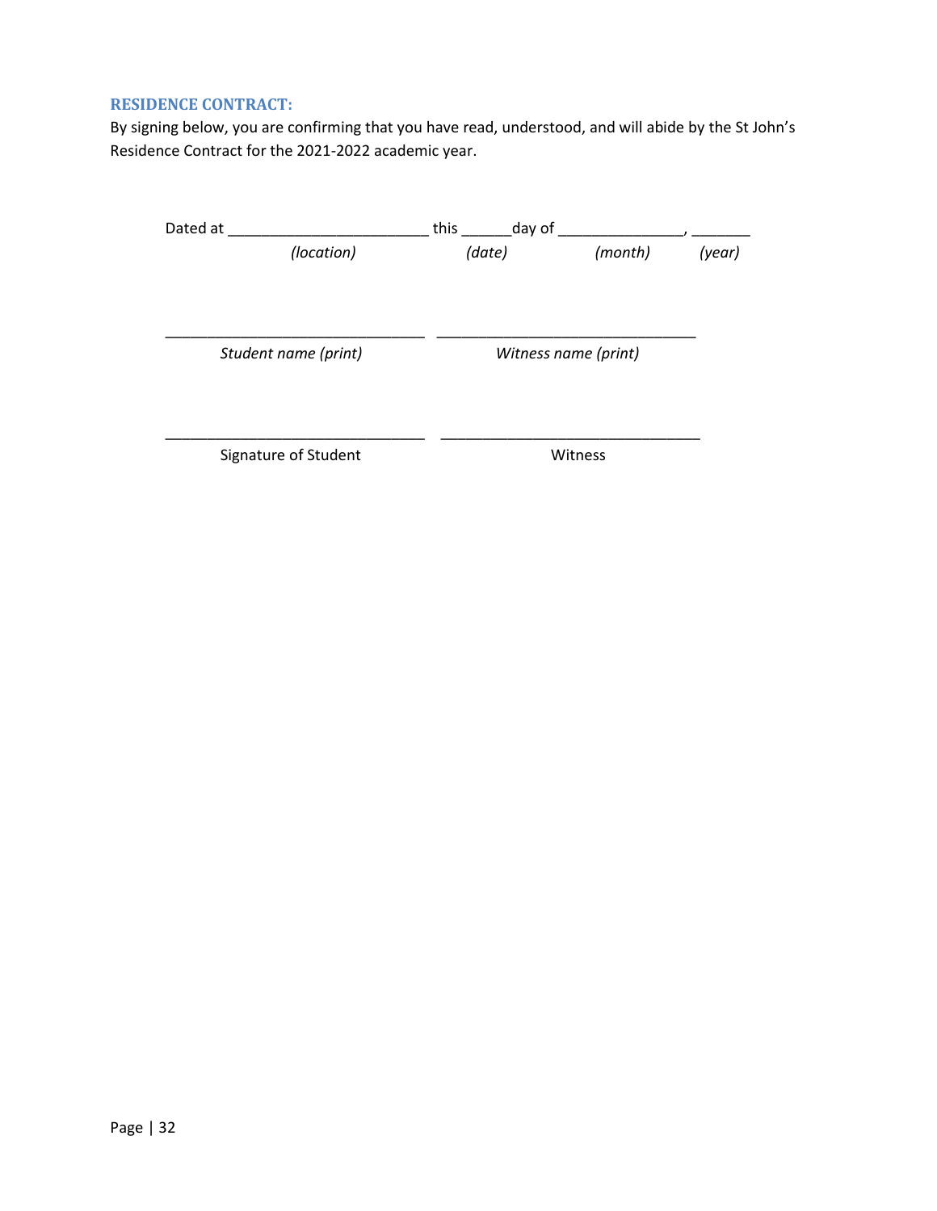### RESIDENCE CONTRACT:

By signing below, you are confirming that you have read, understood, and will abide by the St John's Residence Contract for the 2021-2022 academic year.

Dated at ________________________ this ______day of _______________, _______
*(location)* *(date)* *(month)* *(year)*

_______________________________ _______________________________
*Student name (print)* *Witness name (print)*

_______________________________ _______________________________
Signature of Student Witness